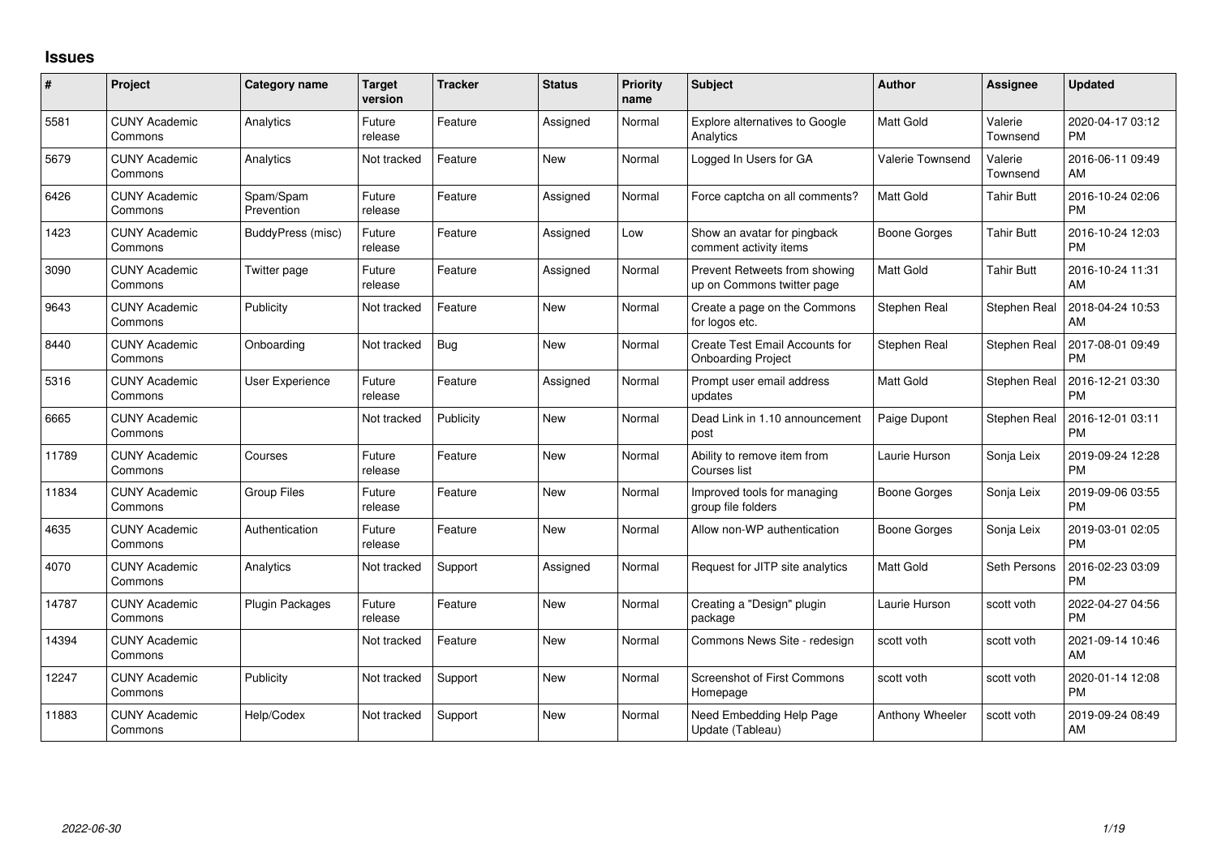## Issues

| # | Project | Category name | Target version | Tracker | Status | Priority name | Subject | Author | Assignee | Updated |
|---|---|---|---|---|---|---|---|---|---|---|
| 5581 | CUNY Academic Commons | Analytics | Future release | Feature | Assigned | Normal | Explore alternatives to Google Analytics | Matt Gold | Valerie Townsend | 2020-04-17 03:12 PM |
| 5679 | CUNY Academic Commons | Analytics | Not tracked | Feature | New | Normal | Logged In Users for GA | Valerie Townsend | Valerie Townsend | 2016-06-11 09:49 AM |
| 6426 | CUNY Academic Commons | Spam/Spam Prevention | Future release | Feature | Assigned | Normal | Force captcha on all comments? | Matt Gold | Tahir Butt | 2016-10-24 02:06 PM |
| 1423 | CUNY Academic Commons | BuddyPress (misc) | Future release | Feature | Assigned | Low | Show an avatar for pingback comment activity items | Boone Gorges | Tahir Butt | 2016-10-24 12:03 PM |
| 3090 | CUNY Academic Commons | Twitter page | Future release | Feature | Assigned | Normal | Prevent Retweets from showing up on Commons twitter page | Matt Gold | Tahir Butt | 2016-10-24 11:31 AM |
| 9643 | CUNY Academic Commons | Publicity | Not tracked | Feature | New | Normal | Create a page on the Commons for logos etc. | Stephen Real | Stephen Real | 2018-04-24 10:53 AM |
| 8440 | CUNY Academic Commons | Onboarding | Not tracked | Bug | New | Normal | Create Test Email Accounts for Onboarding Project | Stephen Real | Stephen Real | 2017-08-01 09:49 PM |
| 5316 | CUNY Academic Commons | User Experience | Future release | Feature | Assigned | Normal | Prompt user email address updates | Matt Gold | Stephen Real | 2016-12-21 03:30 PM |
| 6665 | CUNY Academic Commons | | Not tracked | Publicity | New | Normal | Dead Link in 1.10 announcement post | Paige Dupont | Stephen Real | 2016-12-01 03:11 PM |
| 11789 | CUNY Academic Commons | Courses | Future release | Feature | New | Normal | Ability to remove item from Courses list | Laurie Hurson | Sonja Leix | 2019-09-24 12:28 PM |
| 11834 | CUNY Academic Commons | Group Files | Future release | Feature | New | Normal | Improved tools for managing group file folders | Boone Gorges | Sonja Leix | 2019-09-06 03:55 PM |
| 4635 | CUNY Academic Commons | Authentication | Future release | Feature | New | Normal | Allow non-WP authentication | Boone Gorges | Sonja Leix | 2019-03-01 02:05 PM |
| 4070 | CUNY Academic Commons | Analytics | Not tracked | Support | Assigned | Normal | Request for JITP site analytics | Matt Gold | Seth Persons | 2016-02-23 03:09 PM |
| 14787 | CUNY Academic Commons | Plugin Packages | Future release | Feature | New | Normal | Creating a "Design" plugin package | Laurie Hurson | scott voth | 2022-04-27 04:56 PM |
| 14394 | CUNY Academic Commons | | Not tracked | Feature | New | Normal | Commons News Site - redesign | scott voth | scott voth | 2021-09-14 10:46 AM |
| 12247 | CUNY Academic Commons | Publicity | Not tracked | Support | New | Normal | Screenshot of First Commons Homepage | scott voth | scott voth | 2020-01-14 12:08 PM |
| 11883 | CUNY Academic Commons | Help/Codex | Not tracked | Support | New | Normal | Need Embedding Help Page Update (Tableau) | Anthony Wheeler | scott voth | 2019-09-24 08:49 AM |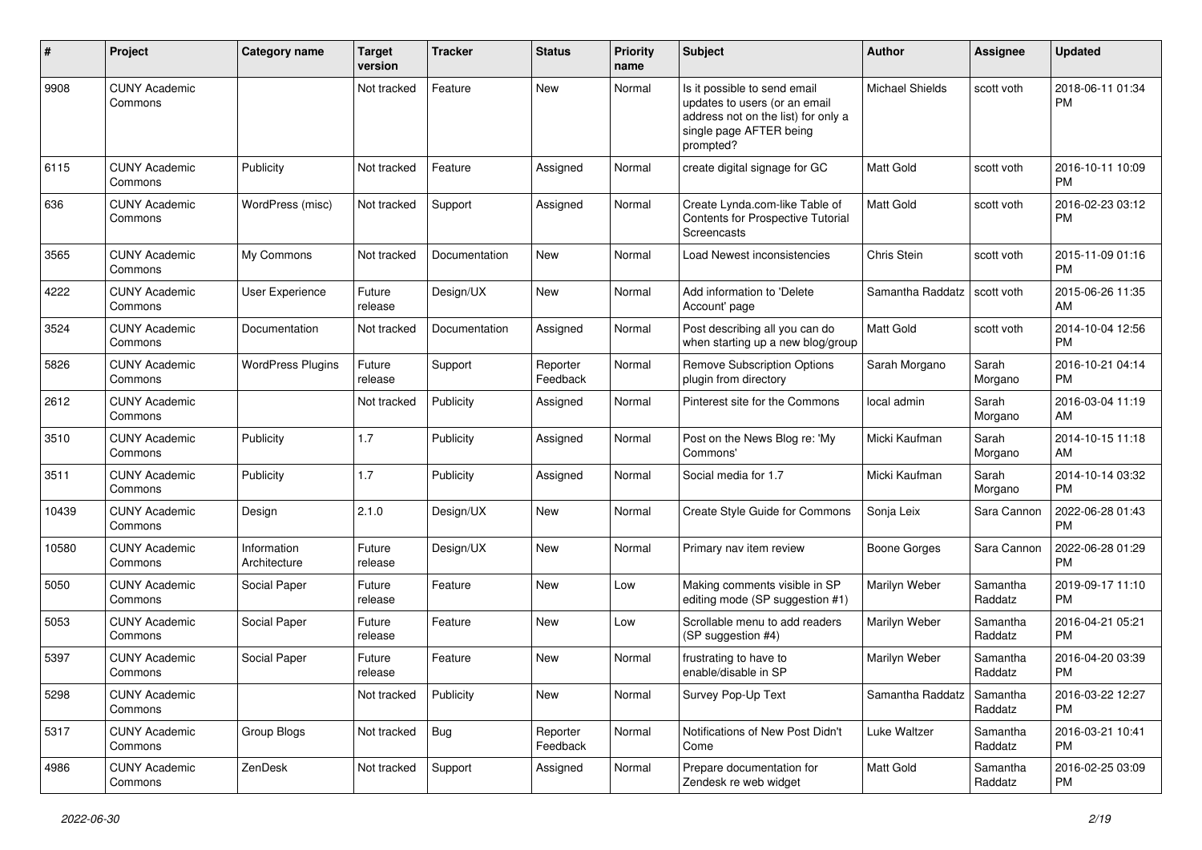| # | Project | Category name | Target version | Tracker | Status | Priority name | Subject | Author | Assignee | Updated |
|---|---|---|---|---|---|---|---|---|---|---|
| 9908 | CUNY Academic Commons | | Not tracked | Feature | New | Normal | Is it possible to send email updates to users (or an email address not on the list) for only a single page AFTER being prompted? | Michael Shields | scott voth | 2018-06-11 01:34 PM |
| 6115 | CUNY Academic Commons | Publicity | Not tracked | Feature | Assigned | Normal | create digital signage for GC | Matt Gold | scott voth | 2016-10-11 10:09 PM |
| 636 | CUNY Academic Commons | WordPress (misc) | Not tracked | Support | Assigned | Normal | Create Lynda.com-like Table of Contents for Prospective Tutorial Screencasts | Matt Gold | scott voth | 2016-02-23 03:12 PM |
| 3565 | CUNY Academic Commons | My Commons | Not tracked | Documentation | New | Normal | Load Newest inconsistencies | Chris Stein | scott voth | 2015-11-09 01:16 PM |
| 4222 | CUNY Academic Commons | User Experience | Future release | Design/UX | New | Normal | Add information to 'Delete Account' page | Samantha Raddatz | scott voth | 2015-06-26 11:35 AM |
| 3524 | CUNY Academic Commons | Documentation | Not tracked | Documentation | Assigned | Normal | Post describing all you can do when starting up a new blog/group | Matt Gold | scott voth | 2014-10-04 12:56 PM |
| 5826 | CUNY Academic Commons | WordPress Plugins | Future release | Support | Reporter Feedback | Normal | Remove Subscription Options plugin from directory | Sarah Morgano | Sarah Morgano | 2016-10-21 04:14 PM |
| 2612 | CUNY Academic Commons | | Not tracked | Publicity | Assigned | Normal | Pinterest site for the Commons | local admin | Sarah Morgano | 2016-03-04 11:19 AM |
| 3510 | CUNY Academic Commons | Publicity | 1.7 | Publicity | Assigned | Normal | Post on the News Blog re: 'My Commons' | Micki Kaufman | Sarah Morgano | 2014-10-15 11:18 AM |
| 3511 | CUNY Academic Commons | Publicity | 1.7 | Publicity | Assigned | Normal | Social media for 1.7 | Micki Kaufman | Sarah Morgano | 2014-10-14 03:32 PM |
| 10439 | CUNY Academic Commons | Design | 2.1.0 | Design/UX | New | Normal | Create Style Guide for Commons | Sonja Leix | Sara Cannon | 2022-06-28 01:43 PM |
| 10580 | CUNY Academic Commons | Information Architecture | Future release | Design/UX | New | Normal | Primary nav item review | Boone Gorges | Sara Cannon | 2022-06-28 01:29 PM |
| 5050 | CUNY Academic Commons | Social Paper | Future release | Feature | New | Low | Making comments visible in SP editing mode (SP suggestion #1) | Marilyn Weber | Samantha Raddatz | 2019-09-17 11:10 PM |
| 5053 | CUNY Academic Commons | Social Paper | Future release | Feature | New | Low | Scrollable menu to add readers (SP suggestion #4) | Marilyn Weber | Samantha Raddatz | 2016-04-21 05:21 PM |
| 5397 | CUNY Academic Commons | Social Paper | Future release | Feature | New | Normal | frustrating to have to enable/disable in SP | Marilyn Weber | Samantha Raddatz | 2016-04-20 03:39 PM |
| 5298 | CUNY Academic Commons | | Not tracked | Publicity | New | Normal | Survey Pop-Up Text | Samantha Raddatz | Samantha Raddatz | 2016-03-22 12:27 PM |
| 5317 | CUNY Academic Commons | Group Blogs | Not tracked | Bug | Reporter Feedback | Normal | Notifications of New Post Didn't Come | Luke Waltzer | Samantha Raddatz | 2016-03-21 10:41 PM |
| 4986 | CUNY Academic Commons | ZenDesk | Not tracked | Support | Assigned | Normal | Prepare documentation for Zendesk re web widget | Matt Gold | Samantha Raddatz | 2016-02-25 03:09 PM |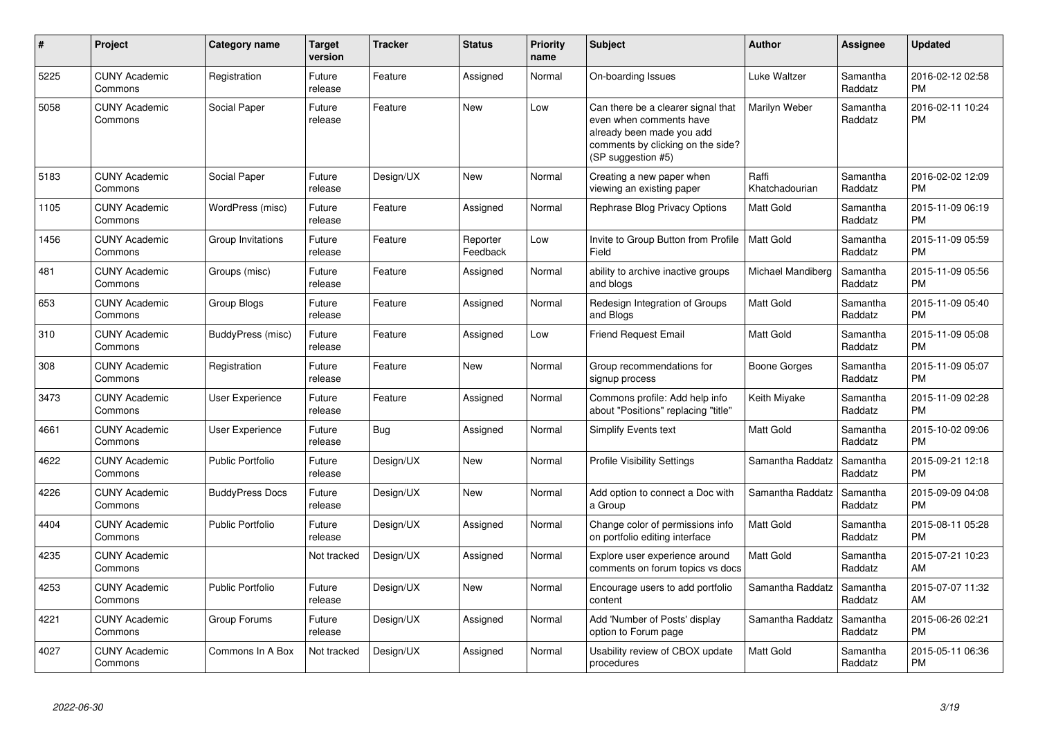| # | Project | Category name | Target version | Tracker | Status | Priority name | Subject | Author | Assignee | Updated |
|---|---|---|---|---|---|---|---|---|---|---|
| 5225 | CUNY Academic Commons | Registration | Future release | Feature | Assigned | Normal | On-boarding Issues | Luke Waltzer | Samantha Raddatz | 2016-02-12 02:58 PM |
| 5058 | CUNY Academic Commons | Social Paper | Future release | Feature | New | Low | Can there be a clearer signal that even when comments have already been made you add comments by clicking on the side? (SP suggestion #5) | Marilyn Weber | Samantha Raddatz | 2016-02-11 10:24 PM |
| 5183 | CUNY Academic Commons | Social Paper | Future release | Design/UX | New | Normal | Creating a new paper when viewing an existing paper | Raffi Khatchadourian | Samantha Raddatz | 2016-02-02 12:09 PM |
| 1105 | CUNY Academic Commons | WordPress (misc) | Future release | Feature | Assigned | Normal | Rephrase Blog Privacy Options | Matt Gold | Samantha Raddatz | 2015-11-09 06:19 PM |
| 1456 | CUNY Academic Commons | Group Invitations | Future release | Feature | Reporter Feedback | Low | Invite to Group Button from Profile Field | Matt Gold | Samantha Raddatz | 2015-11-09 05:59 PM |
| 481 | CUNY Academic Commons | Groups (misc) | Future release | Feature | Assigned | Normal | ability to archive inactive groups and blogs | Michael Mandiberg | Samantha Raddatz | 2015-11-09 05:56 PM |
| 653 | CUNY Academic Commons | Group Blogs | Future release | Feature | Assigned | Normal | Redesign Integration of Groups and Blogs | Matt Gold | Samantha Raddatz | 2015-11-09 05:40 PM |
| 310 | CUNY Academic Commons | BuddyPress (misc) | Future release | Feature | Assigned | Low | Friend Request Email | Matt Gold | Samantha Raddatz | 2015-11-09 05:08 PM |
| 308 | CUNY Academic Commons | Registration | Future release | Feature | New | Normal | Group recommendations for signup process | Boone Gorges | Samantha Raddatz | 2015-11-09 05:07 PM |
| 3473 | CUNY Academic Commons | User Experience | Future release | Feature | Assigned | Normal | Commons profile: Add help info about "Positions" replacing "title" | Keith Miyake | Samantha Raddatz | 2015-11-09 02:28 PM |
| 4661 | CUNY Academic Commons | User Experience | Future release | Bug | Assigned | Normal | Simplify Events text | Matt Gold | Samantha Raddatz | 2015-10-02 09:06 PM |
| 4622 | CUNY Academic Commons | Public Portfolio | Future release | Design/UX | New | Normal | Profile Visibility Settings | Samantha Raddatz | Samantha Raddatz | 2015-09-21 12:18 PM |
| 4226 | CUNY Academic Commons | BuddyPress Docs | Future release | Design/UX | New | Normal | Add option to connect a Doc with a Group | Samantha Raddatz | Samantha Raddatz | 2015-09-09 04:08 PM |
| 4404 | CUNY Academic Commons | Public Portfolio | Future release | Design/UX | Assigned | Normal | Change color of permissions info on portfolio editing interface | Matt Gold | Samantha Raddatz | 2015-08-11 05:28 PM |
| 4235 | CUNY Academic Commons | | Not tracked | Design/UX | Assigned | Normal | Explore user experience around comments on forum topics vs docs | Matt Gold | Samantha Raddatz | 2015-07-21 10:23 AM |
| 4253 | CUNY Academic Commons | Public Portfolio | Future release | Design/UX | New | Normal | Encourage users to add portfolio content | Samantha Raddatz | Samantha Raddatz | 2015-07-07 11:32 AM |
| 4221 | CUNY Academic Commons | Group Forums | Future release | Design/UX | Assigned | Normal | Add 'Number of Posts' display option to Forum page | Samantha Raddatz | Samantha Raddatz | 2015-06-26 02:21 PM |
| 4027 | CUNY Academic Commons | Commons In A Box | Not tracked | Design/UX | Assigned | Normal | Usability review of CBOX update procedures | Matt Gold | Samantha Raddatz | 2015-05-11 06:36 PM |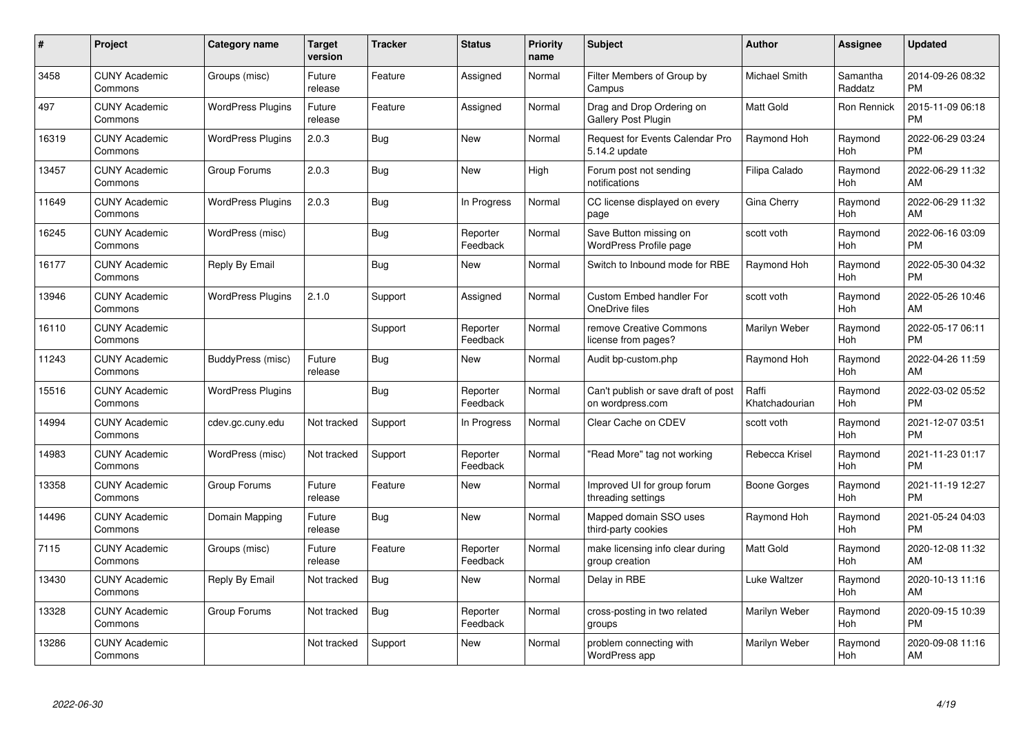| # | Project | Category name | Target version | Tracker | Status | Priority name | Subject | Author | Assignee | Updated |
|---|---|---|---|---|---|---|---|---|---|---|
| 3458 | CUNY Academic Commons | Groups (misc) | Future release | Feature | Assigned | Normal | Filter Members of Group by Campus | Michael Smith | Samantha Raddatz | 2014-09-26 08:32 PM |
| 497 | CUNY Academic Commons | WordPress Plugins | Future release | Feature | Assigned | Normal | Drag and Drop Ordering on Gallery Post Plugin | Matt Gold | Ron Rennick | 2015-11-09 06:18 PM |
| 16319 | CUNY Academic Commons | WordPress Plugins | 2.0.3 | Bug | New | Normal | Request for Events Calendar Pro 5.14.2 update | Raymond Hoh | Raymond Hoh | 2022-06-29 03:24 PM |
| 13457 | CUNY Academic Commons | Group Forums | 2.0.3 | Bug | New | High | Forum post not sending notifications | Filipa Calado | Raymond Hoh | 2022-06-29 11:32 AM |
| 11649 | CUNY Academic Commons | WordPress Plugins | 2.0.3 | Bug | In Progress | Normal | CC license displayed on every page | Gina Cherry | Raymond Hoh | 2022-06-29 11:32 AM |
| 16245 | CUNY Academic Commons | WordPress (misc) | | Bug | Reporter Feedback | Normal | Save Button missing on WordPress Profile page | scott voth | Raymond Hoh | 2022-06-16 03:09 PM |
| 16177 | CUNY Academic Commons | Reply By Email | | Bug | New | Normal | Switch to Inbound mode for RBE | Raymond Hoh | Raymond Hoh | 2022-05-30 04:32 PM |
| 13946 | CUNY Academic Commons | WordPress Plugins | 2.1.0 | Support | Assigned | Normal | Custom Embed handler For OneDrive files | scott voth | Raymond Hoh | 2022-05-26 10:46 AM |
| 16110 | CUNY Academic Commons | | | Support | Reporter Feedback | Normal | remove Creative Commons license from pages? | Marilyn Weber | Raymond Hoh | 2022-05-17 06:11 PM |
| 11243 | CUNY Academic Commons | BuddyPress (misc) | Future release | Bug | New | Normal | Audit bp-custom.php | Raymond Hoh | Raymond Hoh | 2022-04-26 11:59 AM |
| 15516 | CUNY Academic Commons | WordPress Plugins | | Bug | Reporter Feedback | Normal | Can't publish or save draft of post on wordpress.com | Raffi Khatchadourian | Raymond Hoh | 2022-03-02 05:52 PM |
| 14994 | CUNY Academic Commons | cdev.gc.cuny.edu | Not tracked | Support | In Progress | Normal | Clear Cache on CDEV | scott voth | Raymond Hoh | 2021-12-07 03:51 PM |
| 14983 | CUNY Academic Commons | WordPress (misc) | Not tracked | Support | Reporter Feedback | Normal | "Read More" tag not working | Rebecca Krisel | Raymond Hoh | 2021-11-23 01:17 PM |
| 13358 | CUNY Academic Commons | Group Forums | Future release | Feature | New | Normal | Improved UI for group forum threading settings | Boone Gorges | Raymond Hoh | 2021-11-19 12:27 PM |
| 14496 | CUNY Academic Commons | Domain Mapping | Future release | Bug | New | Normal | Mapped domain SSO uses third-party cookies | Raymond Hoh | Raymond Hoh | 2021-05-24 04:03 PM |
| 7115 | CUNY Academic Commons | Groups (misc) | Future release | Feature | Reporter Feedback | Normal | make licensing info clear during group creation | Matt Gold | Raymond Hoh | 2020-12-08 11:32 AM |
| 13430 | CUNY Academic Commons | Reply By Email | Not tracked | Bug | New | Normal | Delay in RBE | Luke Waltzer | Raymond Hoh | 2020-10-13 11:16 AM |
| 13328 | CUNY Academic Commons | Group Forums | Not tracked | Bug | Reporter Feedback | Normal | cross-posting in two related groups | Marilyn Weber | Raymond Hoh | 2020-09-15 10:39 PM |
| 13286 | CUNY Academic Commons | | Not tracked | Support | New | Normal | problem connecting with WordPress app | Marilyn Weber | Raymond Hoh | 2020-09-08 11:16 AM |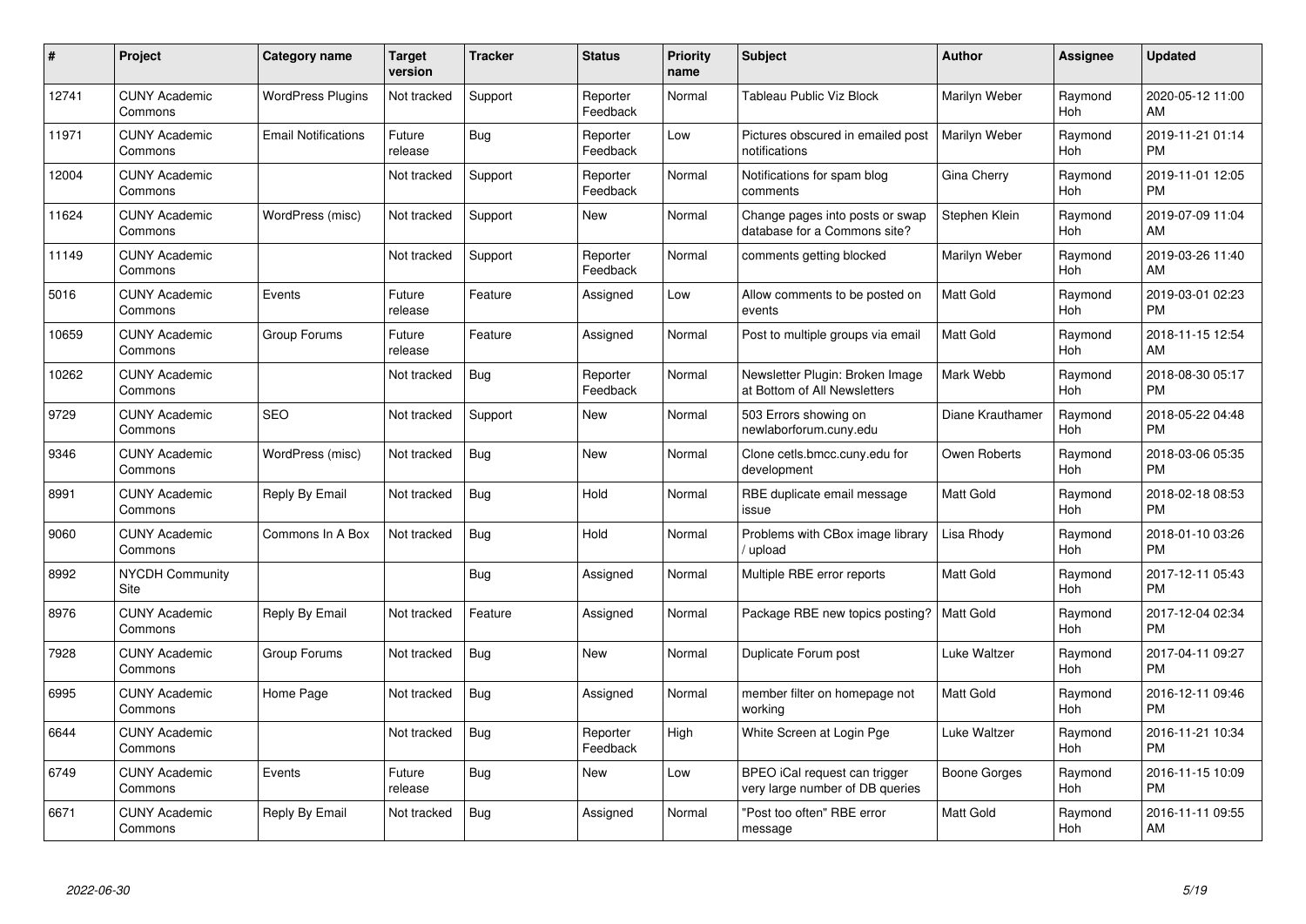| # | Project | Category name | Target version | Tracker | Status | Priority name | Subject | Author | Assignee | Updated |
|---|---|---|---|---|---|---|---|---|---|---|
| 12741 | CUNY Academic Commons | WordPress Plugins | Not tracked | Support | Reporter Feedback | Normal | Tableau Public Viz Block | Marilyn Weber | Raymond Hoh | 2020-05-12 11:00 AM |
| 11971 | CUNY Academic Commons | Email Notifications | Future release | Bug | Reporter Feedback | Low | Pictures obscured in emailed post notifications | Marilyn Weber | Raymond Hoh | 2019-11-21 01:14 PM |
| 12004 | CUNY Academic Commons | | Not tracked | Support | Reporter Feedback | Normal | Notifications for spam blog comments | Gina Cherry | Raymond Hoh | 2019-11-01 12:05 PM |
| 11624 | CUNY Academic Commons | WordPress (misc) | Not tracked | Support | New | Normal | Change pages into posts or swap database for a Commons site? | Stephen Klein | Raymond Hoh | 2019-07-09 11:04 AM |
| 11149 | CUNY Academic Commons | | Not tracked | Support | Reporter Feedback | Normal | comments getting blocked | Marilyn Weber | Raymond Hoh | 2019-03-26 11:40 AM |
| 5016 | CUNY Academic Commons | Events | Future release | Feature | Assigned | Low | Allow comments to be posted on events | Matt Gold | Raymond Hoh | 2019-03-01 02:23 PM |
| 10659 | CUNY Academic Commons | Group Forums | Future release | Feature | Assigned | Normal | Post to multiple groups via email | Matt Gold | Raymond Hoh | 2018-11-15 12:54 AM |
| 10262 | CUNY Academic Commons | | Not tracked | Bug | Reporter Feedback | Normal | Newsletter Plugin: Broken Image at Bottom of All Newsletters | Mark Webb | Raymond Hoh | 2018-08-30 05:17 PM |
| 9729 | CUNY Academic Commons | SEO | Not tracked | Support | New | Normal | 503 Errors showing on newlaborforum.cuny.edu | Diane Krauthamer | Raymond Hoh | 2018-05-22 04:48 PM |
| 9346 | CUNY Academic Commons | WordPress (misc) | Not tracked | Bug | New | Normal | Clone cetls.bmcc.cuny.edu for development | Owen Roberts | Raymond Hoh | 2018-03-06 05:35 PM |
| 8991 | CUNY Academic Commons | Reply By Email | Not tracked | Bug | Hold | Normal | RBE duplicate email message issue | Matt Gold | Raymond Hoh | 2018-02-18 08:53 PM |
| 9060 | CUNY Academic Commons | Commons In A Box | Not tracked | Bug | Hold | Normal | Problems with CBox image library / upload | Lisa Rhody | Raymond Hoh | 2018-01-10 03:26 PM |
| 8992 | NYCDH Community Site | | | Bug | Assigned | Normal | Multiple RBE error reports | Matt Gold | Raymond Hoh | 2017-12-11 05:43 PM |
| 8976 | CUNY Academic Commons | Reply By Email | Not tracked | Feature | Assigned | Normal | Package RBE new topics posting? | Matt Gold | Raymond Hoh | 2017-12-04 02:34 PM |
| 7928 | CUNY Academic Commons | Group Forums | Not tracked | Bug | New | Normal | Duplicate Forum post | Luke Waltzer | Raymond Hoh | 2017-04-11 09:27 PM |
| 6995 | CUNY Academic Commons | Home Page | Not tracked | Bug | Assigned | Normal | member filter on homepage not working | Matt Gold | Raymond Hoh | 2016-12-11 09:46 PM |
| 6644 | CUNY Academic Commons | | Not tracked | Bug | Reporter Feedback | High | White Screen at Login Pge | Luke Waltzer | Raymond Hoh | 2016-11-21 10:34 PM |
| 6749 | CUNY Academic Commons | Events | Future release | Bug | New | Low | BPEO iCal request can trigger very large number of DB queries | Boone Gorges | Raymond Hoh | 2016-11-15 10:09 PM |
| 6671 | CUNY Academic Commons | Reply By Email | Not tracked | Bug | Assigned | Normal | "Post too often" RBE error message | Matt Gold | Raymond Hoh | 2016-11-11 09:55 AM |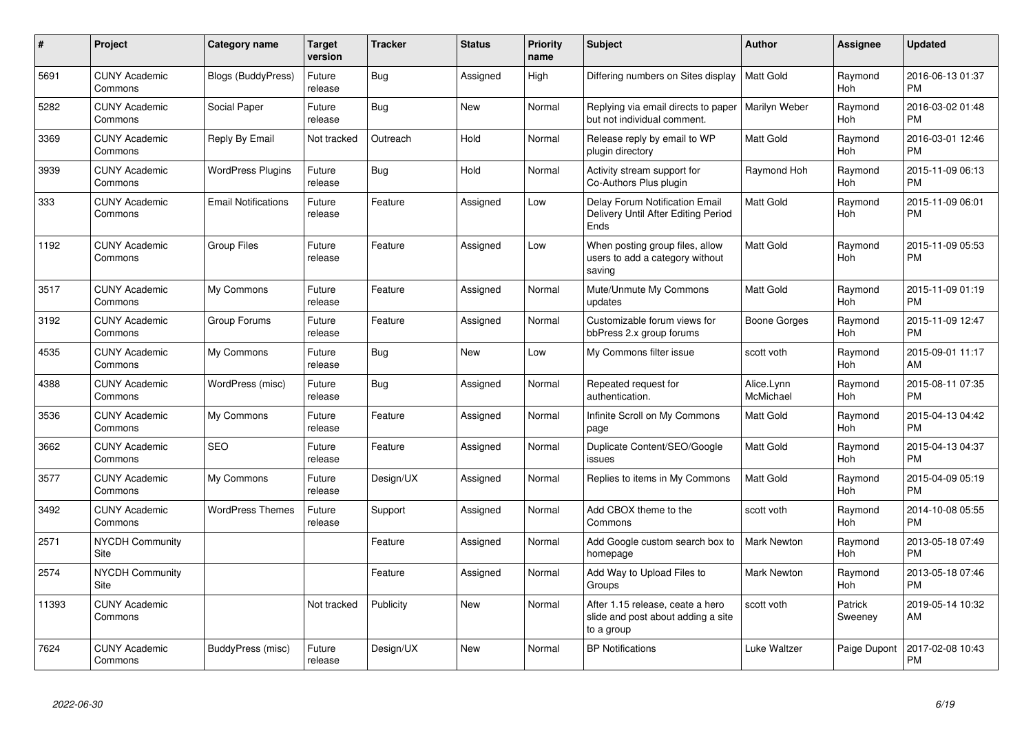| # | Project | Category name | Target version | Tracker | Status | Priority name | Subject | Author | Assignee | Updated |
|---|---|---|---|---|---|---|---|---|---|---|
| 5691 | CUNY Academic Commons | Blogs (BuddyPress) | Future release | Bug | Assigned | High | Differing numbers on Sites display | Matt Gold | Raymond Hoh | 2016-06-13 01:37 PM |
| 5282 | CUNY Academic Commons | Social Paper | Future release | Bug | New | Normal | Replying via email directs to paper but not individual comment. | Marilyn Weber | Raymond Hoh | 2016-03-02 01:48 PM |
| 3369 | CUNY Academic Commons | Reply By Email | Not tracked | Outreach | Hold | Normal | Release reply by email to WP plugin directory | Matt Gold | Raymond Hoh | 2016-03-01 12:46 PM |
| 3939 | CUNY Academic Commons | WordPress Plugins | Future release | Bug | Hold | Normal | Activity stream support for Co-Authors Plus plugin | Raymond Hoh | Raymond Hoh | 2015-11-09 06:13 PM |
| 333 | CUNY Academic Commons | Email Notifications | Future release | Feature | Assigned | Low | Delay Forum Notification Email Delivery Until After Editing Period Ends | Matt Gold | Raymond Hoh | 2015-11-09 06:01 PM |
| 1192 | CUNY Academic Commons | Group Files | Future release | Feature | Assigned | Low | When posting group files, allow users to add a category without saving | Matt Gold | Raymond Hoh | 2015-11-09 05:53 PM |
| 3517 | CUNY Academic Commons | My Commons | Future release | Feature | Assigned | Normal | Mute/Unmute My Commons updates | Matt Gold | Raymond Hoh | 2015-11-09 01:19 PM |
| 3192 | CUNY Academic Commons | Group Forums | Future release | Feature | Assigned | Normal | Customizable forum views for bbPress 2.x group forums | Boone Gorges | Raymond Hoh | 2015-11-09 12:47 PM |
| 4535 | CUNY Academic Commons | My Commons | Future release | Bug | New | Low | My Commons filter issue | scott voth | Raymond Hoh | 2015-09-01 11:17 AM |
| 4388 | CUNY Academic Commons | WordPress (misc) | Future release | Bug | Assigned | Normal | Repeated request for authentication. | Alice.Lynn McMichael | Raymond Hoh | 2015-08-11 07:35 PM |
| 3536 | CUNY Academic Commons | My Commons | Future release | Feature | Assigned | Normal | Infinite Scroll on My Commons page | Matt Gold | Raymond Hoh | 2015-04-13 04:42 PM |
| 3662 | CUNY Academic Commons | SEO | Future release | Feature | Assigned | Normal | Duplicate Content/SEO/Google issues | Matt Gold | Raymond Hoh | 2015-04-13 04:37 PM |
| 3577 | CUNY Academic Commons | My Commons | Future release | Design/UX | Assigned | Normal | Replies to items in My Commons | Matt Gold | Raymond Hoh | 2015-04-09 05:19 PM |
| 3492 | CUNY Academic Commons | WordPress Themes | Future release | Support | Assigned | Normal | Add CBOX theme to the Commons | scott voth | Raymond Hoh | 2014-10-08 05:55 PM |
| 2571 | NYCDH Community Site | | | Feature | Assigned | Normal | Add Google custom search box to homepage | Mark Newton | Raymond Hoh | 2013-05-18 07:49 PM |
| 2574 | NYCDH Community Site | | | Feature | Assigned | Normal | Add Way to Upload Files to Groups | Mark Newton | Raymond Hoh | 2013-05-18 07:46 PM |
| 11393 | CUNY Academic Commons | | Not tracked | Publicity | New | Normal | After 1.15 release, ceate a hero slide and post about adding a site to a group | scott voth | Patrick Sweeney | 2019-05-14 10:32 AM |
| 7624 | CUNY Academic Commons | BuddyPress (misc) | Future release | Design/UX | New | Normal | BP Notifications | Luke Waltzer | Paige Dupont | 2017-02-08 10:43 PM |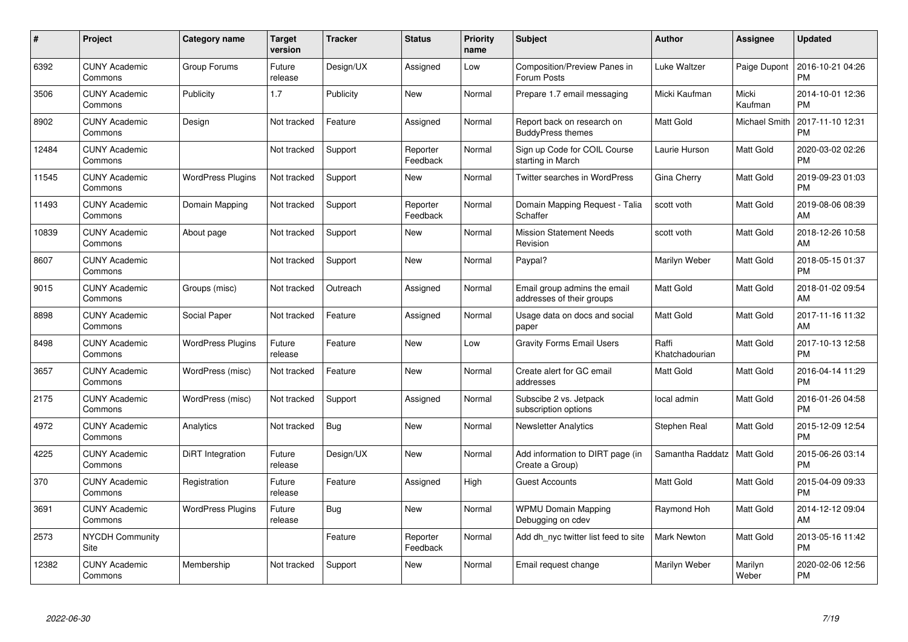| # | Project | Category name | Target version | Tracker | Status | Priority name | Subject | Author | Assignee | Updated |
|---|---|---|---|---|---|---|---|---|---|---|
| 6392 | CUNY Academic Commons | Group Forums | Future release | Design/UX | Assigned | Low | Composition/Preview Panes in Forum Posts | Luke Waltzer | Paige Dupont | 2016-10-21 04:26 PM |
| 3506 | CUNY Academic Commons | Publicity | 1.7 | Publicity | New | Normal | Prepare 1.7 email messaging | Micki Kaufman | Micki Kaufman | 2014-10-01 12:36 PM |
| 8902 | CUNY Academic Commons | Design | Not tracked | Feature | Assigned | Normal | Report back on research on BuddyPress themes | Matt Gold | Michael Smith | 2017-11-10 12:31 PM |
| 12484 | CUNY Academic Commons | | Not tracked | Support | Reporter Feedback | Normal | Sign up Code for COIL Course starting in March | Laurie Hurson | Matt Gold | 2020-03-02 02:26 PM |
| 11545 | CUNY Academic Commons | WordPress Plugins | Not tracked | Support | New | Normal | Twitter searches in WordPress | Gina Cherry | Matt Gold | 2019-09-23 01:03 PM |
| 11493 | CUNY Academic Commons | Domain Mapping | Not tracked | Support | Reporter Feedback | Normal | Domain Mapping Request - Talia Schaffer | scott voth | Matt Gold | 2019-08-06 08:39 AM |
| 10839 | CUNY Academic Commons | About page | Not tracked | Support | New | Normal | Mission Statement Needs Revision | scott voth | Matt Gold | 2018-12-26 10:58 AM |
| 8607 | CUNY Academic Commons | | Not tracked | Support | New | Normal | Paypal? | Marilyn Weber | Matt Gold | 2018-05-15 01:37 PM |
| 9015 | CUNY Academic Commons | Groups (misc) | Not tracked | Outreach | Assigned | Normal | Email group admins the email addresses of their groups | Matt Gold | Matt Gold | 2018-01-02 09:54 AM |
| 8898 | CUNY Academic Commons | Social Paper | Not tracked | Feature | Assigned | Normal | Usage data on docs and social paper | Matt Gold | Matt Gold | 2017-11-16 11:32 AM |
| 8498 | CUNY Academic Commons | WordPress Plugins | Future release | Feature | New | Low | Gravity Forms Email Users | Raffi Khatchadourian | Matt Gold | 2017-10-13 12:58 PM |
| 3657 | CUNY Academic Commons | WordPress (misc) | Not tracked | Feature | New | Normal | Create alert for GC email addresses | Matt Gold | Matt Gold | 2016-04-14 11:29 PM |
| 2175 | CUNY Academic Commons | WordPress (misc) | Not tracked | Support | Assigned | Normal | Subscibe 2 vs. Jetpack subscription options | local admin | Matt Gold | 2016-01-26 04:58 PM |
| 4972 | CUNY Academic Commons | Analytics | Not tracked | Bug | New | Normal | Newsletter Analytics | Stephen Real | Matt Gold | 2015-12-09 12:54 PM |
| 4225 | CUNY Academic Commons | DiRT Integration | Future release | Design/UX | New | Normal | Add information to DIRT page (in Create a Group) | Samantha Raddatz | Matt Gold | 2015-06-26 03:14 PM |
| 370 | CUNY Academic Commons | Registration | Future release | Feature | Assigned | High | Guest Accounts | Matt Gold | Matt Gold | 2015-04-09 09:33 PM |
| 3691 | CUNY Academic Commons | WordPress Plugins | Future release | Bug | New | Normal | WPMU Domain Mapping Debugging on cdev | Raymond Hoh | Matt Gold | 2014-12-12 09:04 AM |
| 2573 | NYCDH Community Site | | | Feature | Reporter Feedback | Normal | Add dh_nyc twitter list feed to site | Mark Newton | Matt Gold | 2013-05-16 11:42 PM |
| 12382 | CUNY Academic Commons | Membership | Not tracked | Support | New | Normal | Email request change | Marilyn Weber | Marilyn Weber | 2020-02-06 12:56 PM |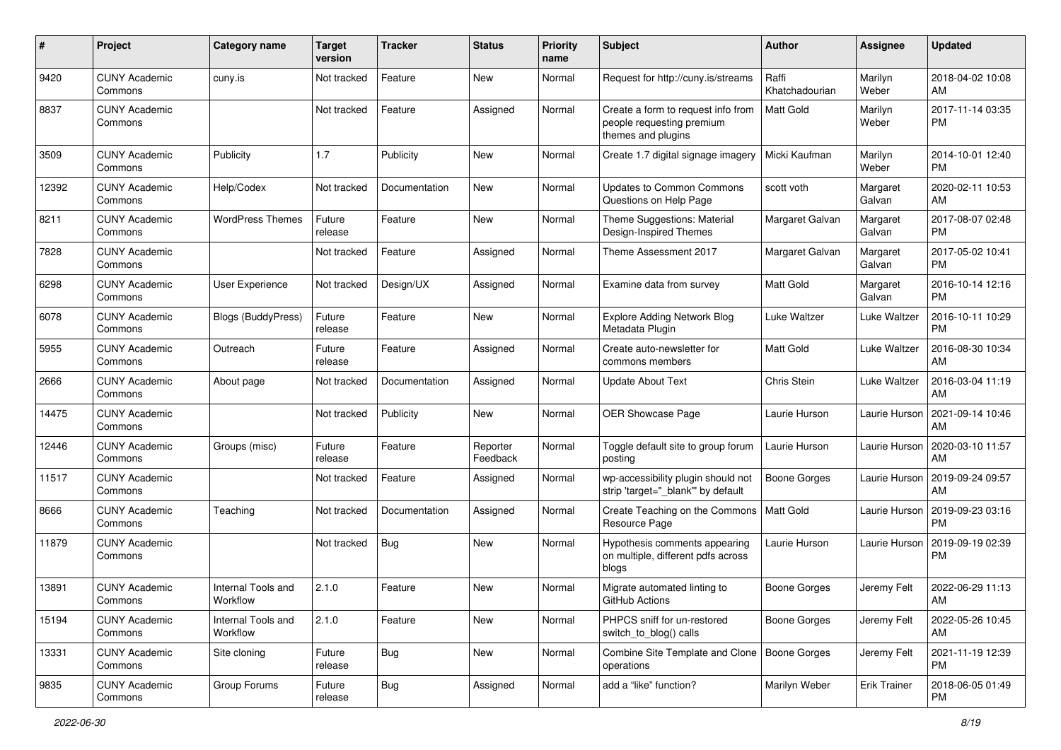| # | Project | Category name | Target version | Tracker | Status | Priority name | Subject | Author | Assignee | Updated |
|---|---|---|---|---|---|---|---|---|---|---|
| 9420 | CUNY Academic Commons | cuny.is | Not tracked | Feature | New | Normal | Request for http://cuny.is/streams | Raffi Khatchadourian | Marilyn Weber | 2018-04-02 10:08 AM |
| 8837 | CUNY Academic Commons | | Not tracked | Feature | Assigned | Normal | Create a form to request info from people requesting premium themes and plugins | Matt Gold | Marilyn Weber | 2017-11-14 03:35 PM |
| 3509 | CUNY Academic Commons | Publicity | 1.7 | Publicity | New | Normal | Create 1.7 digital signage imagery | Micki Kaufman | Marilyn Weber | 2014-10-01 12:40 PM |
| 12392 | CUNY Academic Commons | Help/Codex | Not tracked | Documentation | New | Normal | Updates to Common Commons Questions on Help Page | scott voth | Margaret Galvan | 2020-02-11 10:53 AM |
| 8211 | CUNY Academic Commons | WordPress Themes | Future release | Feature | New | Normal | Theme Suggestions: Material Design-Inspired Themes | Margaret Galvan | Margaret Galvan | 2017-08-07 02:48 PM |
| 7828 | CUNY Academic Commons | | Not tracked | Feature | Assigned | Normal | Theme Assessment 2017 | Margaret Galvan | Margaret Galvan | 2017-05-02 10:41 PM |
| 6298 | CUNY Academic Commons | User Experience | Not tracked | Design/UX | Assigned | Normal | Examine data from survey | Matt Gold | Margaret Galvan | 2016-10-14 12:16 PM |
| 6078 | CUNY Academic Commons | Blogs (BuddyPress) | Future release | Feature | New | Normal | Explore Adding Network Blog Metadata Plugin | Luke Waltzer | Luke Waltzer | 2016-10-11 10:29 PM |
| 5955 | CUNY Academic Commons | Outreach | Future release | Feature | Assigned | Normal | Create auto-newsletter for commons members | Matt Gold | Luke Waltzer | 2016-08-30 10:34 AM |
| 2666 | CUNY Academic Commons | About page | Not tracked | Documentation | Assigned | Normal | Update About Text | Chris Stein | Luke Waltzer | 2016-03-04 11:19 AM |
| 14475 | CUNY Academic Commons | | Not tracked | Publicity | New | Normal | OER Showcase Page | Laurie Hurson | Laurie Hurson | 2021-09-14 10:46 AM |
| 12446 | CUNY Academic Commons | Groups (misc) | Future release | Feature | Reporter Feedback | Normal | Toggle default site to group forum posting | Laurie Hurson | Laurie Hurson | 2020-03-10 11:57 AM |
| 11517 | CUNY Academic Commons | | Not tracked | Feature | Assigned | Normal | wp-accessibility plugin should not strip 'target="_blank"' by default | Boone Gorges | Laurie Hurson | 2019-09-24 09:57 AM |
| 8666 | CUNY Academic Commons | Teaching | Not tracked | Documentation | Assigned | Normal | Create Teaching on the Commons Resource Page | Matt Gold | Laurie Hurson | 2019-09-23 03:16 PM |
| 11879 | CUNY Academic Commons | | Not tracked | Bug | New | Normal | Hypothesis comments appearing on multiple, different pdfs across blogs | Laurie Hurson | Laurie Hurson | 2019-09-19 02:39 PM |
| 13891 | CUNY Academic Commons | Internal Tools and Workflow | 2.1.0 | Feature | New | Normal | Migrate automated linting to GitHub Actions | Boone Gorges | Jeremy Felt | 2022-06-29 11:13 AM |
| 15194 | CUNY Academic Commons | Internal Tools and Workflow | 2.1.0 | Feature | New | Normal | PHPCS sniff for un-restored switch_to_blog() calls | Boone Gorges | Jeremy Felt | 2022-05-26 10:45 AM |
| 13331 | CUNY Academic Commons | Site cloning | Future release | Bug | New | Normal | Combine Site Template and Clone operations | Boone Gorges | Jeremy Felt | 2021-11-19 12:39 PM |
| 9835 | CUNY Academic Commons | Group Forums | Future release | Bug | Assigned | Normal | add a "like" function? | Marilyn Weber | Erik Trainer | 2018-06-05 01:49 PM |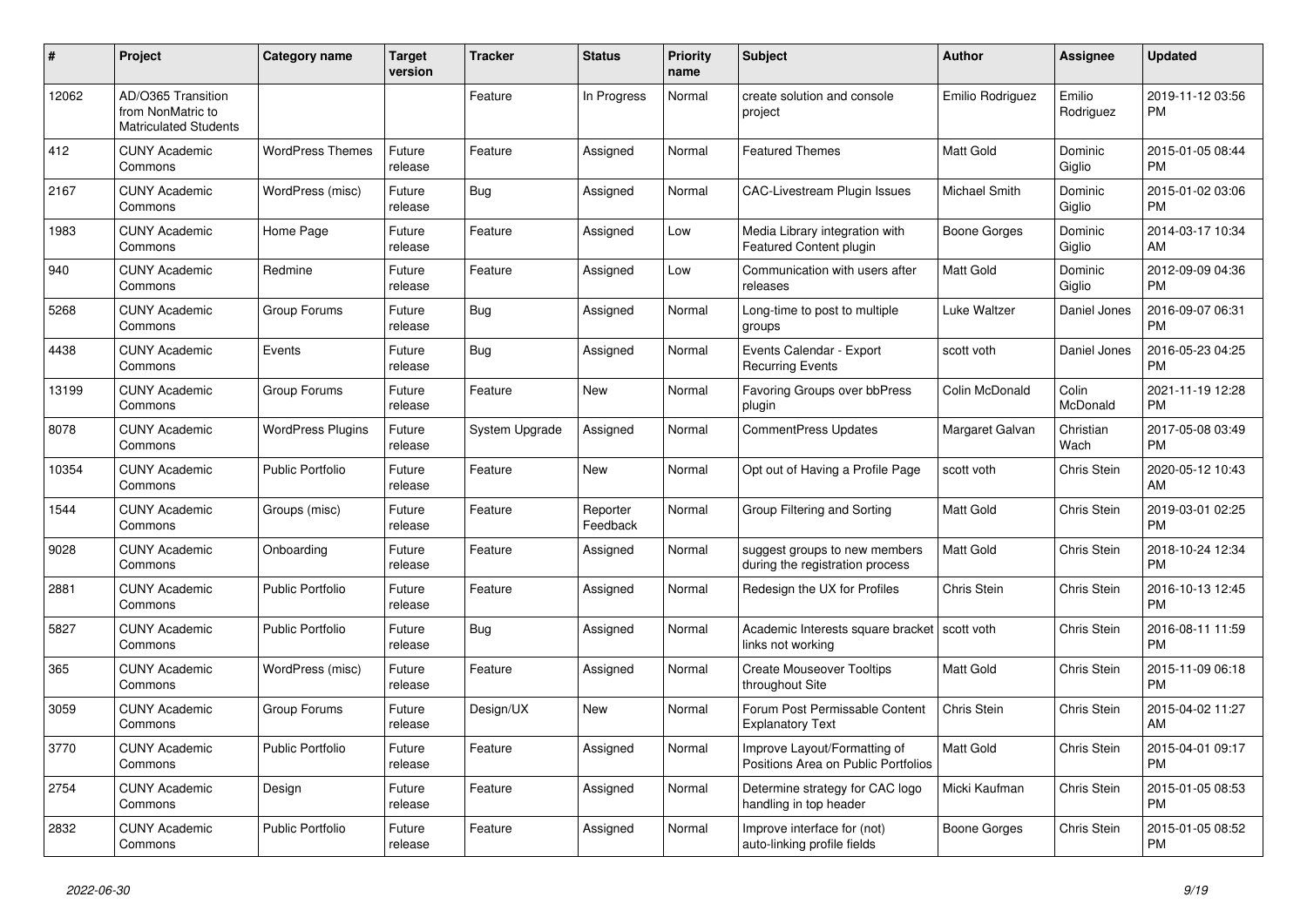| # | Project | Category name | Target version | Tracker | Status | Priority name | Subject | Author | Assignee | Updated |
|---|---|---|---|---|---|---|---|---|---|---|
| 12062 | AD/O365 Transition from NonMatric to Matriculated Students | | | Feature | In Progress | Normal | create solution and console project | Emilio Rodriguez | Emilio Rodriguez | 2019-11-12 03:56 PM |
| 412 | CUNY Academic Commons | WordPress Themes | Future release | Feature | Assigned | Normal | Featured Themes | Matt Gold | Dominic Giglio | 2015-01-05 08:44 PM |
| 2167 | CUNY Academic Commons | WordPress (misc) | Future release | Bug | Assigned | Normal | CAC-Livestream Plugin Issues | Michael Smith | Dominic Giglio | 2015-01-02 03:06 PM |
| 1983 | CUNY Academic Commons | Home Page | Future release | Feature | Assigned | Low | Media Library integration with Featured Content plugin | Boone Gorges | Dominic Giglio | 2014-03-17 10:34 AM |
| 940 | CUNY Academic Commons | Redmine | Future release | Feature | Assigned | Low | Communication with users after releases | Matt Gold | Dominic Giglio | 2012-09-09 04:36 PM |
| 5268 | CUNY Academic Commons | Group Forums | Future release | Bug | Assigned | Normal | Long-time to post to multiple groups | Luke Waltzer | Daniel Jones | 2016-09-07 06:31 PM |
| 4438 | CUNY Academic Commons | Events | Future release | Bug | Assigned | Normal | Events Calendar - Export Recurring Events | scott voth | Daniel Jones | 2016-05-23 04:25 PM |
| 13199 | CUNY Academic Commons | Group Forums | Future release | Feature | New | Normal | Favoring Groups over bbPress plugin | Colin McDonald | Colin McDonald | 2021-11-19 12:28 PM |
| 8078 | CUNY Academic Commons | WordPress Plugins | Future release | System Upgrade | Assigned | Normal | CommentPress Updates | Margaret Galvan | Christian Wach | 2017-05-08 03:49 PM |
| 10354 | CUNY Academic Commons | Public Portfolio | Future release | Feature | New | Normal | Opt out of Having a Profile Page | scott voth | Chris Stein | 2020-05-12 10:43 AM |
| 1544 | CUNY Academic Commons | Groups (misc) | Future release | Feature | Reporter Feedback | Normal | Group Filtering and Sorting | Matt Gold | Chris Stein | 2019-03-01 02:25 PM |
| 9028 | CUNY Academic Commons | Onboarding | Future release | Feature | Assigned | Normal | suggest groups to new members during the registration process | Matt Gold | Chris Stein | 2018-10-24 12:34 PM |
| 2881 | CUNY Academic Commons | Public Portfolio | Future release | Feature | Assigned | Normal | Redesign the UX for Profiles | Chris Stein | Chris Stein | 2016-10-13 12:45 PM |
| 5827 | CUNY Academic Commons | Public Portfolio | Future release | Bug | Assigned | Normal | Academic Interests square bracket links not working | scott voth | Chris Stein | 2016-08-11 11:59 PM |
| 365 | CUNY Academic Commons | WordPress (misc) | Future release | Feature | Assigned | Normal | Create Mouseover Tooltips throughout Site | Matt Gold | Chris Stein | 2015-11-09 06:18 PM |
| 3059 | CUNY Academic Commons | Group Forums | Future release | Design/UX | New | Normal | Forum Post Permissable Content Explanatory Text | Chris Stein | Chris Stein | 2015-04-02 11:27 AM |
| 3770 | CUNY Academic Commons | Public Portfolio | Future release | Feature | Assigned | Normal | Improve Layout/Formatting of Positions Area on Public Portfolios | Matt Gold | Chris Stein | 2015-04-01 09:17 PM |
| 2754 | CUNY Academic Commons | Design | Future release | Feature | Assigned | Normal | Determine strategy for CAC logo handling in top header | Micki Kaufman | Chris Stein | 2015-01-05 08:53 PM |
| 2832 | CUNY Academic Commons | Public Portfolio | Future release | Feature | Assigned | Normal | Improve interface for (not) auto-linking profile fields | Boone Gorges | Chris Stein | 2015-01-05 08:52 PM |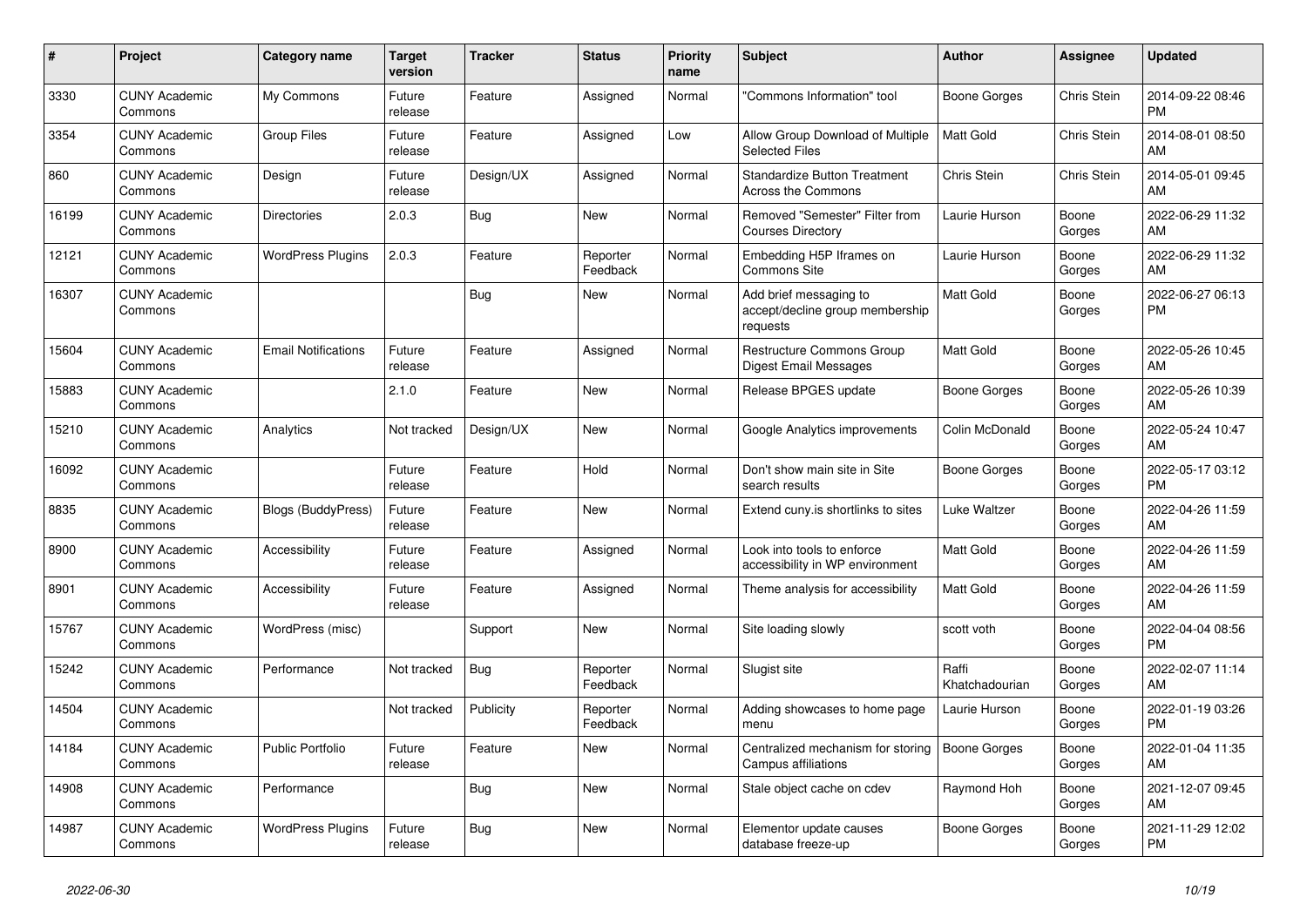| # | Project | Category name | Target version | Tracker | Status | Priority name | Subject | Author | Assignee | Updated |
|---|---|---|---|---|---|---|---|---|---|---|
| 3330 | CUNY Academic Commons | My Commons | Future release | Feature | Assigned | Normal | "Commons Information" tool | Boone Gorges | Chris Stein | 2014-09-22 08:46 PM |
| 3354 | CUNY Academic Commons | Group Files | Future release | Feature | Assigned | Low | Allow Group Download of Multiple Selected Files | Matt Gold | Chris Stein | 2014-08-01 08:50 AM |
| 860 | CUNY Academic Commons | Design | Future release | Design/UX | Assigned | Normal | Standardize Button Treatment Across the Commons | Chris Stein | Chris Stein | 2014-05-01 09:45 AM |
| 16199 | CUNY Academic Commons | Directories | 2.0.3 | Bug | New | Normal | Removed "Semester" Filter from Courses Directory | Laurie Hurson | Boone Gorges | 2022-06-29 11:32 AM |
| 12121 | CUNY Academic Commons | WordPress Plugins | 2.0.3 | Feature | Reporter Feedback | Normal | Embedding H5P Iframes on Commons Site | Laurie Hurson | Boone Gorges | 2022-06-29 11:32 AM |
| 16307 | CUNY Academic Commons | | | Bug | New | Normal | Add brief messaging to accept/decline group membership requests | Matt Gold | Boone Gorges | 2022-06-27 06:13 PM |
| 15604 | CUNY Academic Commons | Email Notifications | Future release | Feature | Assigned | Normal | Restructure Commons Group Digest Email Messages | Matt Gold | Boone Gorges | 2022-05-26 10:45 AM |
| 15883 | CUNY Academic Commons | | 2.1.0 | Feature | New | Normal | Release BPGES update | Boone Gorges | Boone Gorges | 2022-05-26 10:39 AM |
| 15210 | CUNY Academic Commons | Analytics | Not tracked | Design/UX | New | Normal | Google Analytics improvements | Colin McDonald | Boone Gorges | 2022-05-24 10:47 AM |
| 16092 | CUNY Academic Commons | | Future release | Feature | Hold | Normal | Don't show main site in Site search results | Boone Gorges | Boone Gorges | 2022-05-17 03:12 PM |
| 8835 | CUNY Academic Commons | Blogs (BuddyPress) | Future release | Feature | New | Normal | Extend cuny.is shortlinks to sites | Luke Waltzer | Boone Gorges | 2022-04-26 11:59 AM |
| 8900 | CUNY Academic Commons | Accessibility | Future release | Feature | Assigned | Normal | Look into tools to enforce accessibility in WP environment | Matt Gold | Boone Gorges | 2022-04-26 11:59 AM |
| 8901 | CUNY Academic Commons | Accessibility | Future release | Feature | Assigned | Normal | Theme analysis for accessibility | Matt Gold | Boone Gorges | 2022-04-26 11:59 AM |
| 15767 | CUNY Academic Commons | WordPress (misc) | | Support | New | Normal | Site loading slowly | scott voth | Boone Gorges | 2022-04-04 08:56 PM |
| 15242 | CUNY Academic Commons | Performance | Not tracked | Bug | Reporter Feedback | Normal | Slugist site | Raffi Khatchadourian | Boone Gorges | 2022-02-07 11:14 AM |
| 14504 | CUNY Academic Commons | | Not tracked | Publicity | Reporter Feedback | Normal | Adding showcases to home page menu | Laurie Hurson | Boone Gorges | 2022-01-19 03:26 PM |
| 14184 | CUNY Academic Commons | Public Portfolio | Future release | Feature | New | Normal | Centralized mechanism for storing Campus affiliations | Boone Gorges | Boone Gorges | 2022-01-04 11:35 AM |
| 14908 | CUNY Academic Commons | Performance | | Bug | New | Normal | Stale object cache on cdev | Raymond Hoh | Boone Gorges | 2021-12-07 09:45 AM |
| 14987 | CUNY Academic Commons | WordPress Plugins | Future release | Bug | New | Normal | Elementor update causes database freeze-up | Boone Gorges | Boone Gorges | 2021-11-29 12:02 PM |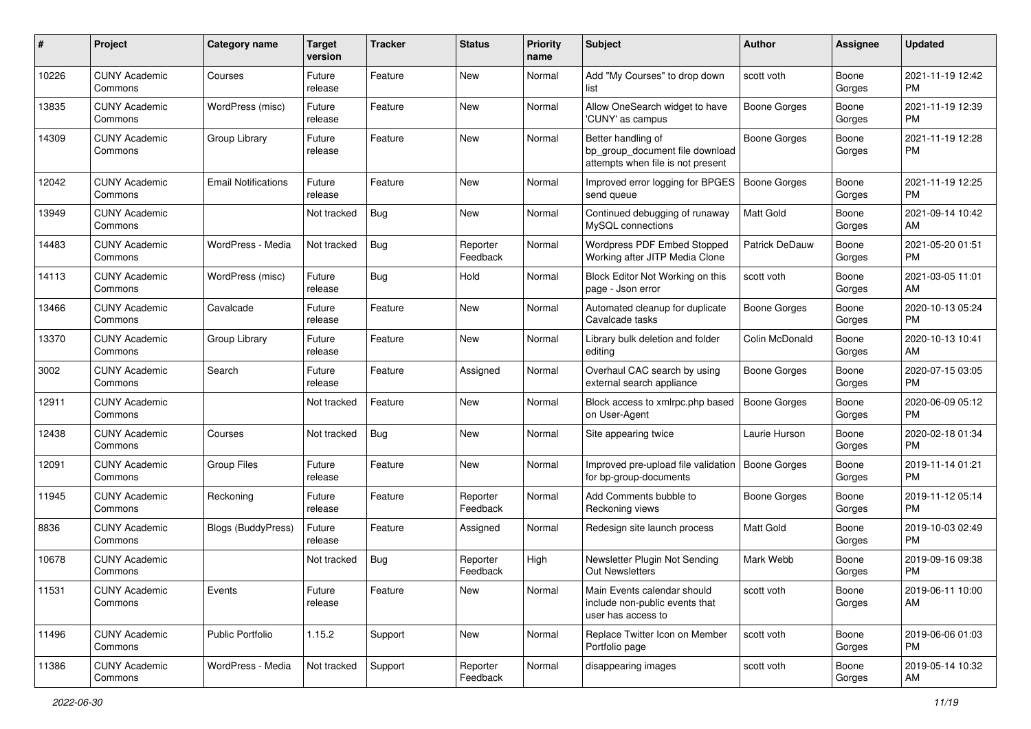| # | Project | Category name | Target version | Tracker | Status | Priority name | Subject | Author | Assignee | Updated |
|---|---|---|---|---|---|---|---|---|---|---|
| 10226 | CUNY Academic Commons | Courses | Future release | Feature | New | Normal | Add "My Courses" to drop down list | scott voth | Boone Gorges | 2021-11-19 12:42 PM |
| 13835 | CUNY Academic Commons | WordPress (misc) | Future release | Feature | New | Normal | Allow OneSearch widget to have 'CUNY' as campus | Boone Gorges | Boone Gorges | 2021-11-19 12:39 PM |
| 14309 | CUNY Academic Commons | Group Library | Future release | Feature | New | Normal | Better handling of bp_group_document file download attempts when file is not present | Boone Gorges | Boone Gorges | 2021-11-19 12:28 PM |
| 12042 | CUNY Academic Commons | Email Notifications | Future release | Feature | New | Normal | Improved error logging for BPGES send queue | Boone Gorges | Boone Gorges | 2021-11-19 12:25 PM |
| 13949 | CUNY Academic Commons | | Not tracked | Bug | New | Normal | Continued debugging of runaway MySQL connections | Matt Gold | Boone Gorges | 2021-09-14 10:42 AM |
| 14483 | CUNY Academic Commons | WordPress - Media | Not tracked | Bug | Reporter Feedback | Normal | Wordpress PDF Embed Stopped Working after JITP Media Clone | Patrick DeDauw | Boone Gorges | 2021-05-20 01:51 PM |
| 14113 | CUNY Academic Commons | WordPress (misc) | Future release | Bug | Hold | Normal | Block Editor Not Working on this page - Json error | scott voth | Boone Gorges | 2021-03-05 11:01 AM |
| 13466 | CUNY Academic Commons | Cavalcade | Future release | Feature | New | Normal | Automated cleanup for duplicate Cavalcade tasks | Boone Gorges | Boone Gorges | 2020-10-13 05:24 PM |
| 13370 | CUNY Academic Commons | Group Library | Future release | Feature | New | Normal | Library bulk deletion and folder editing | Colin McDonald | Boone Gorges | 2020-10-13 10:41 AM |
| 3002 | CUNY Academic Commons | Search | Future release | Feature | Assigned | Normal | Overhaul CAC search by using external search appliance | Boone Gorges | Boone Gorges | 2020-07-15 03:05 PM |
| 12911 | CUNY Academic Commons | | Not tracked | Feature | New | Normal | Block access to xmlrpc.php based on User-Agent | Boone Gorges | Boone Gorges | 2020-06-09 05:12 PM |
| 12438 | CUNY Academic Commons | Courses | Not tracked | Bug | New | Normal | Site appearing twice | Laurie Hurson | Boone Gorges | 2020-02-18 01:34 PM |
| 12091 | CUNY Academic Commons | Group Files | Future release | Feature | New | Normal | Improved pre-upload file validation for bp-group-documents | Boone Gorges | Boone Gorges | 2019-11-14 01:21 PM |
| 11945 | CUNY Academic Commons | Reckoning | Future release | Feature | Reporter Feedback | Normal | Add Comments bubble to Reckoning views | Boone Gorges | Boone Gorges | 2019-11-12 05:14 PM |
| 8836 | CUNY Academic Commons | Blogs (BuddyPress) | Future release | Feature | Assigned | Normal | Redesign site launch process | Matt Gold | Boone Gorges | 2019-10-03 02:49 PM |
| 10678 | CUNY Academic Commons | | Not tracked | Bug | Reporter Feedback | High | Newsletter Plugin Not Sending Out Newsletters | Mark Webb | Boone Gorges | 2019-09-16 09:38 PM |
| 11531 | CUNY Academic Commons | Events | Future release | Feature | New | Normal | Main Events calendar should include non-public events that user has access to | scott voth | Boone Gorges | 2019-06-11 10:00 AM |
| 11496 | CUNY Academic Commons | Public Portfolio | 1.15.2 | Support | New | Normal | Replace Twitter Icon on Member Portfolio page | scott voth | Boone Gorges | 2019-06-06 01:03 PM |
| 11386 | CUNY Academic Commons | WordPress - Media | Not tracked | Support | Reporter Feedback | Normal | disappearing images | scott voth | Boone Gorges | 2019-05-14 10:32 AM |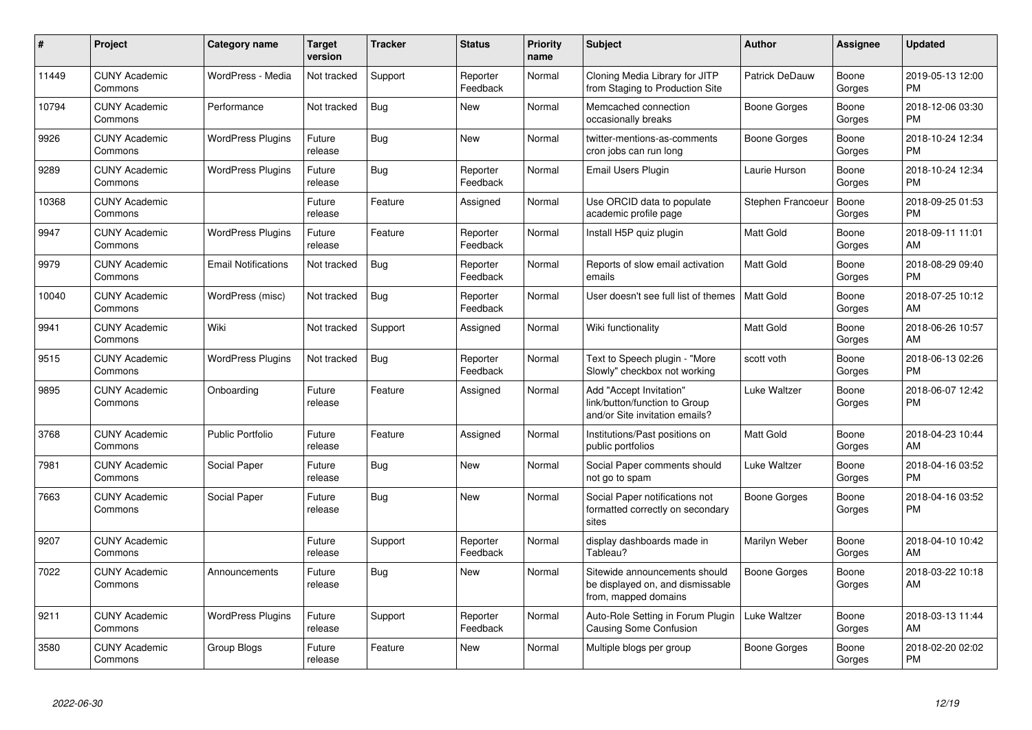| # | Project | Category name | Target version | Tracker | Status | Priority name | Subject | Author | Assignee | Updated |
|---|---|---|---|---|---|---|---|---|---|---|
| 11449 | CUNY Academic Commons | WordPress - Media | Not tracked | Support | Reporter Feedback | Normal | Cloning Media Library for JITP from Staging to Production Site | Patrick DeDauw | Boone Gorges | 2019-05-13 12:00 PM |
| 10794 | CUNY Academic Commons | Performance | Not tracked | Bug | New | Normal | Memcached connection occasionally breaks | Boone Gorges | Boone Gorges | 2018-12-06 03:30 PM |
| 9926 | CUNY Academic Commons | WordPress Plugins | Future release | Bug | New | Normal | twitter-mentions-as-comments cron jobs can run long | Boone Gorges | Boone Gorges | 2018-10-24 12:34 PM |
| 9289 | CUNY Academic Commons | WordPress Plugins | Future release | Bug | Reporter Feedback | Normal | Email Users Plugin | Laurie Hurson | Boone Gorges | 2018-10-24 12:34 PM |
| 10368 | CUNY Academic Commons | | Future release | Feature | Assigned | Normal | Use ORCID data to populate academic profile page | Stephen Francoeur | Boone Gorges | 2018-09-25 01:53 PM |
| 9947 | CUNY Academic Commons | WordPress Plugins | Future release | Feature | Reporter Feedback | Normal | Install H5P quiz plugin | Matt Gold | Boone Gorges | 2018-09-11 11:01 AM |
| 9979 | CUNY Academic Commons | Email Notifications | Not tracked | Bug | Reporter Feedback | Normal | Reports of slow email activation emails | Matt Gold | Boone Gorges | 2018-08-29 09:40 PM |
| 10040 | CUNY Academic Commons | WordPress (misc) | Not tracked | Bug | Reporter Feedback | Normal | User doesn't see full list of themes | Matt Gold | Boone Gorges | 2018-07-25 10:12 AM |
| 9941 | CUNY Academic Commons | Wiki | Not tracked | Support | Assigned | Normal | Wiki functionality | Matt Gold | Boone Gorges | 2018-06-26 10:57 AM |
| 9515 | CUNY Academic Commons | WordPress Plugins | Not tracked | Bug | Reporter Feedback | Normal | Text to Speech plugin - "More Slowly" checkbox not working | scott voth | Boone Gorges | 2018-06-13 02:26 PM |
| 9895 | CUNY Academic Commons | Onboarding | Future release | Feature | Assigned | Normal | Add "Accept Invitation" link/button/function to Group and/or Site invitation emails? | Luke Waltzer | Boone Gorges | 2018-06-07 12:42 PM |
| 3768 | CUNY Academic Commons | Public Portfolio | Future release | Feature | Assigned | Normal | Institutions/Past positions on public portfolios | Matt Gold | Boone Gorges | 2018-04-23 10:44 AM |
| 7981 | CUNY Academic Commons | Social Paper | Future release | Bug | New | Normal | Social Paper comments should not go to spam | Luke Waltzer | Boone Gorges | 2018-04-16 03:52 PM |
| 7663 | CUNY Academic Commons | Social Paper | Future release | Bug | New | Normal | Social Paper notifications not formatted correctly on secondary sites | Boone Gorges | Boone Gorges | 2018-04-16 03:52 PM |
| 9207 | CUNY Academic Commons | | Future release | Support | Reporter Feedback | Normal | display dashboards made in Tableau? | Marilyn Weber | Boone Gorges | 2018-04-10 10:42 AM |
| 7022 | CUNY Academic Commons | Announcements | Future release | Bug | New | Normal | Sitewide announcements should be displayed on, and dismissable from, mapped domains | Boone Gorges | Boone Gorges | 2018-03-22 10:18 AM |
| 9211 | CUNY Academic Commons | WordPress Plugins | Future release | Support | Reporter Feedback | Normal | Auto-Role Setting in Forum Plugin Causing Some Confusion | Luke Waltzer | Boone Gorges | 2018-03-13 11:44 AM |
| 3580 | CUNY Academic Commons | Group Blogs | Future release | Feature | New | Normal | Multiple blogs per group | Boone Gorges | Boone Gorges | 2018-02-20 02:02 PM |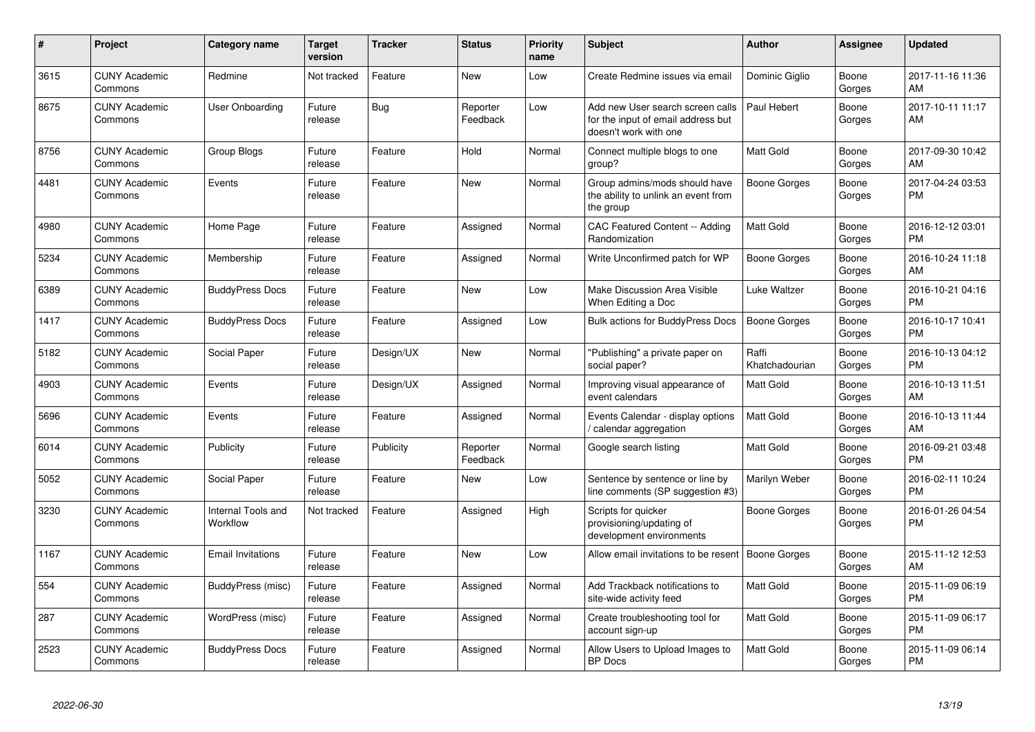| # | Project | Category name | Target version | Tracker | Status | Priority name | Subject | Author | Assignee | Updated |
|---|---|---|---|---|---|---|---|---|---|---|
| 3615 | CUNY Academic Commons | Redmine | Not tracked | Feature | New | Low | Create Redmine issues via email | Dominic Giglio | Boone Gorges | 2017-11-16 11:36 AM |
| 8675 | CUNY Academic Commons | User Onboarding | Future release | Bug | Reporter Feedback | Low | Add new User search screen calls for the input of email address but doesn't work with one | Paul Hebert | Boone Gorges | 2017-10-11 11:17 AM |
| 8756 | CUNY Academic Commons | Group Blogs | Future release | Feature | Hold | Normal | Connect multiple blogs to one group? | Matt Gold | Boone Gorges | 2017-09-30 10:42 AM |
| 4481 | CUNY Academic Commons | Events | Future release | Feature | New | Normal | Group admins/mods should have the ability to unlink an event from the group | Boone Gorges | Boone Gorges | 2017-04-24 03:53 PM |
| 4980 | CUNY Academic Commons | Home Page | Future release | Feature | Assigned | Normal | CAC Featured Content -- Adding Randomization | Matt Gold | Boone Gorges | 2016-12-12 03:01 PM |
| 5234 | CUNY Academic Commons | Membership | Future release | Feature | Assigned | Normal | Write Unconfirmed patch for WP | Boone Gorges | Boone Gorges | 2016-10-24 11:18 AM |
| 6389 | CUNY Academic Commons | BuddyPress Docs | Future release | Feature | New | Low | Make Discussion Area Visible When Editing a Doc | Luke Waltzer | Boone Gorges | 2016-10-21 04:16 PM |
| 1417 | CUNY Academic Commons | BuddyPress Docs | Future release | Feature | Assigned | Low | Bulk actions for BuddyPress Docs | Boone Gorges | Boone Gorges | 2016-10-17 10:41 PM |
| 5182 | CUNY Academic Commons | Social Paper | Future release | Design/UX | New | Normal | "Publishing" a private paper on social paper? | Raffi Khatchadourian | Boone Gorges | 2016-10-13 04:12 PM |
| 4903 | CUNY Academic Commons | Events | Future release | Design/UX | Assigned | Normal | Improving visual appearance of event calendars | Matt Gold | Boone Gorges | 2016-10-13 11:51 AM |
| 5696 | CUNY Academic Commons | Events | Future release | Feature | Assigned | Normal | Events Calendar - display options / calendar aggregation | Matt Gold | Boone Gorges | 2016-10-13 11:44 AM |
| 6014 | CUNY Academic Commons | Publicity | Future release | Publicity | Reporter Feedback | Normal | Google search listing | Matt Gold | Boone Gorges | 2016-09-21 03:48 PM |
| 5052 | CUNY Academic Commons | Social Paper | Future release | Feature | New | Low | Sentence by sentence or line by line comments (SP suggestion #3) | Marilyn Weber | Boone Gorges | 2016-02-11 10:24 PM |
| 3230 | CUNY Academic Commons | Internal Tools and Workflow | Not tracked | Feature | Assigned | High | Scripts for quicker provisioning/updating of development environments | Boone Gorges | Boone Gorges | 2016-01-26 04:54 PM |
| 1167 | CUNY Academic Commons | Email Invitations | Future release | Feature | New | Low | Allow email invitations to be resent | Boone Gorges | Boone Gorges | 2015-11-12 12:53 AM |
| 554 | CUNY Academic Commons | BuddyPress (misc) | Future release | Feature | Assigned | Normal | Add Trackback notifications to site-wide activity feed | Matt Gold | Boone Gorges | 2015-11-09 06:19 PM |
| 287 | CUNY Academic Commons | WordPress (misc) | Future release | Feature | Assigned | Normal | Create troubleshooting tool for account sign-up | Matt Gold | Boone Gorges | 2015-11-09 06:17 PM |
| 2523 | CUNY Academic Commons | BuddyPress Docs | Future release | Feature | Assigned | Normal | Allow Users to Upload Images to BP Docs | Matt Gold | Boone Gorges | 2015-11-09 06:14 PM |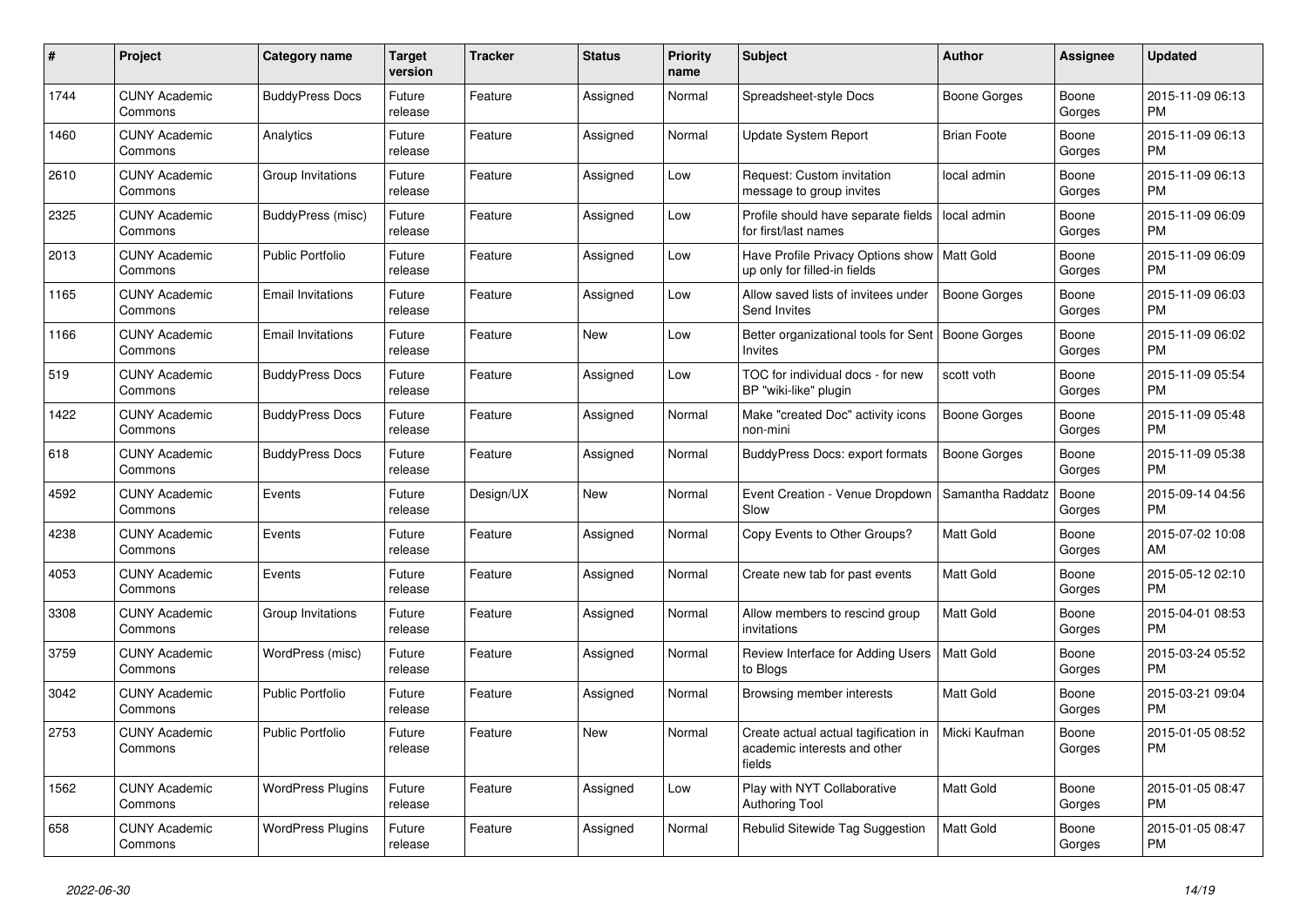| # | Project | Category name | Target version | Tracker | Status | Priority name | Subject | Author | Assignee | Updated |
|---|---|---|---|---|---|---|---|---|---|---|
| 1744 | CUNY Academic Commons | BuddyPress Docs | Future release | Feature | Assigned | Normal | Spreadsheet-style Docs | Boone Gorges | Boone Gorges | 2015-11-09 06:13 PM |
| 1460 | CUNY Academic Commons | Analytics | Future release | Feature | Assigned | Normal | Update System Report | Brian Foote | Boone Gorges | 2015-11-09 06:13 PM |
| 2610 | CUNY Academic Commons | Group Invitations | Future release | Feature | Assigned | Low | Request: Custom invitation message to group invites | local admin | Boone Gorges | 2015-11-09 06:13 PM |
| 2325 | CUNY Academic Commons | BuddyPress (misc) | Future release | Feature | Assigned | Low | Profile should have separate fields for first/last names | local admin | Boone Gorges | 2015-11-09 06:09 PM |
| 2013 | CUNY Academic Commons | Public Portfolio | Future release | Feature | Assigned | Low | Have Profile Privacy Options show up only for filled-in fields | Matt Gold | Boone Gorges | 2015-11-09 06:09 PM |
| 1165 | CUNY Academic Commons | Email Invitations | Future release | Feature | Assigned | Low | Allow saved lists of invitees under Send Invites | Boone Gorges | Boone Gorges | 2015-11-09 06:03 PM |
| 1166 | CUNY Academic Commons | Email Invitations | Future release | Feature | New | Low | Better organizational tools for Sent Invites | Boone Gorges | Boone Gorges | 2015-11-09 06:02 PM |
| 519 | CUNY Academic Commons | BuddyPress Docs | Future release | Feature | Assigned | Low | TOC for individual docs - for new BP "wiki-like" plugin | scott voth | Boone Gorges | 2015-11-09 05:54 PM |
| 1422 | CUNY Academic Commons | BuddyPress Docs | Future release | Feature | Assigned | Normal | Make "created Doc" activity icons non-mini | Boone Gorges | Boone Gorges | 2015-11-09 05:48 PM |
| 618 | CUNY Academic Commons | BuddyPress Docs | Future release | Feature | Assigned | Normal | BuddyPress Docs: export formats | Boone Gorges | Boone Gorges | 2015-11-09 05:38 PM |
| 4592 | CUNY Academic Commons | Events | Future release | Design/UX | New | Normal | Event Creation - Venue Dropdown Slow | Samantha Raddatz | Boone Gorges | 2015-09-14 04:56 PM |
| 4238 | CUNY Academic Commons | Events | Future release | Feature | Assigned | Normal | Copy Events to Other Groups? | Matt Gold | Boone Gorges | 2015-07-02 10:08 AM |
| 4053 | CUNY Academic Commons | Events | Future release | Feature | Assigned | Normal | Create new tab for past events | Matt Gold | Boone Gorges | 2015-05-12 02:10 PM |
| 3308 | CUNY Academic Commons | Group Invitations | Future release | Feature | Assigned | Normal | Allow members to rescind group invitations | Matt Gold | Boone Gorges | 2015-04-01 08:53 PM |
| 3759 | CUNY Academic Commons | WordPress (misc) | Future release | Feature | Assigned | Normal | Review Interface for Adding Users to Blogs | Matt Gold | Boone Gorges | 2015-03-24 05:52 PM |
| 3042 | CUNY Academic Commons | Public Portfolio | Future release | Feature | Assigned | Normal | Browsing member interests | Matt Gold | Boone Gorges | 2015-03-21 09:04 PM |
| 2753 | CUNY Academic Commons | Public Portfolio | Future release | Feature | New | Normal | Create actual actual tagification in academic interests and other fields | Micki Kaufman | Boone Gorges | 2015-01-05 08:52 PM |
| 1562 | CUNY Academic Commons | WordPress Plugins | Future release | Feature | Assigned | Low | Play with NYT Collaborative Authoring Tool | Matt Gold | Boone Gorges | 2015-01-05 08:47 PM |
| 658 | CUNY Academic Commons | WordPress Plugins | Future release | Feature | Assigned | Normal | Rebulid Sitewide Tag Suggestion | Matt Gold | Boone Gorges | 2015-01-05 08:47 PM |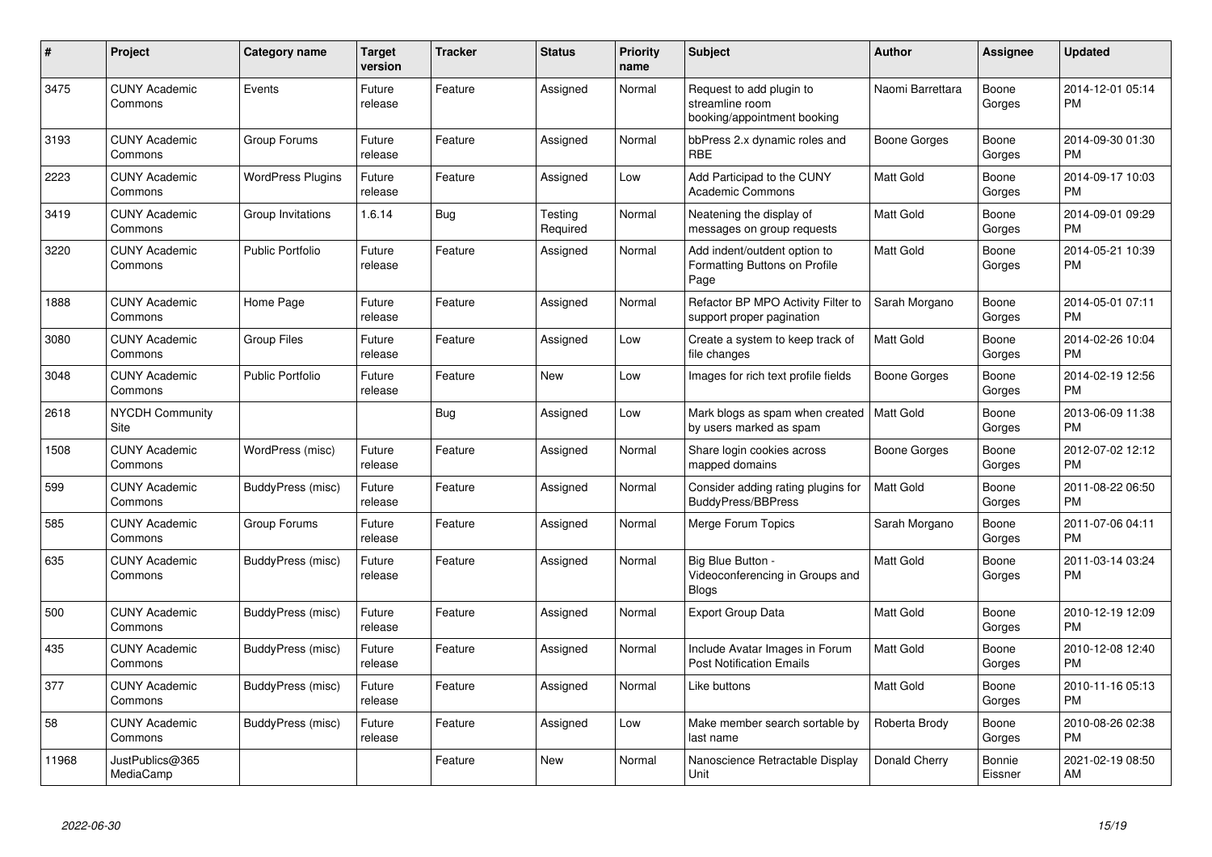| # | Project | Category name | Target version | Tracker | Status | Priority name | Subject | Author | Assignee | Updated |
|---|---|---|---|---|---|---|---|---|---|---|
| 3475 | CUNY Academic Commons | Events | Future release | Feature | Assigned | Normal | Request to add plugin to streamline room booking/appointment booking | Naomi Barrettara | Boone Gorges | 2014-12-01 05:14 PM |
| 3193 | CUNY Academic Commons | Group Forums | Future release | Feature | Assigned | Normal | bbPress 2.x dynamic roles and RBE | Boone Gorges | Boone Gorges | 2014-09-30 01:30 PM |
| 2223 | CUNY Academic Commons | WordPress Plugins | Future release | Feature | Assigned | Low | Add Participad to the CUNY Academic Commons | Matt Gold | Boone Gorges | 2014-09-17 10:03 PM |
| 3419 | CUNY Academic Commons | Group Invitations | 1.6.14 | Bug | Testing Required | Normal | Neatening the display of messages on group requests | Matt Gold | Boone Gorges | 2014-09-01 09:29 PM |
| 3220 | CUNY Academic Commons | Public Portfolio | Future release | Feature | Assigned | Normal | Add indent/outdent option to Formatting Buttons on Profile Page | Matt Gold | Boone Gorges | 2014-05-21 10:39 PM |
| 1888 | CUNY Academic Commons | Home Page | Future release | Feature | Assigned | Normal | Refactor BP MPO Activity Filter to support proper pagination | Sarah Morgano | Boone Gorges | 2014-05-01 07:11 PM |
| 3080 | CUNY Academic Commons | Group Files | Future release | Feature | Assigned | Low | Create a system to keep track of file changes | Matt Gold | Boone Gorges | 2014-02-26 10:04 PM |
| 3048 | CUNY Academic Commons | Public Portfolio | Future release | Feature | New | Low | Images for rich text profile fields | Boone Gorges | Boone Gorges | 2014-02-19 12:56 PM |
| 2618 | NYCDH Community Site | | | Bug | Assigned | Low | Mark blogs as spam when created by users marked as spam | Matt Gold | Boone Gorges | 2013-06-09 11:38 PM |
| 1508 | CUNY Academic Commons | WordPress (misc) | Future release | Feature | Assigned | Normal | Share login cookies across mapped domains | Boone Gorges | Boone Gorges | 2012-07-02 12:12 PM |
| 599 | CUNY Academic Commons | BuddyPress (misc) | Future release | Feature | Assigned | Normal | Consider adding rating plugins for BuddyPress/BBPress | Matt Gold | Boone Gorges | 2011-08-22 06:50 PM |
| 585 | CUNY Academic Commons | Group Forums | Future release | Feature | Assigned | Normal | Merge Forum Topics | Sarah Morgano | Boone Gorges | 2011-07-06 04:11 PM |
| 635 | CUNY Academic Commons | BuddyPress (misc) | Future release | Feature | Assigned | Normal | Big Blue Button - Videoconferencing in Groups and Blogs | Matt Gold | Boone Gorges | 2011-03-14 03:24 PM |
| 500 | CUNY Academic Commons | BuddyPress (misc) | Future release | Feature | Assigned | Normal | Export Group Data | Matt Gold | Boone Gorges | 2010-12-19 12:09 PM |
| 435 | CUNY Academic Commons | BuddyPress (misc) | Future release | Feature | Assigned | Normal | Include Avatar Images in Forum Post Notification Emails | Matt Gold | Boone Gorges | 2010-12-08 12:40 PM |
| 377 | CUNY Academic Commons | BuddyPress (misc) | Future release | Feature | Assigned | Normal | Like buttons | Matt Gold | Boone Gorges | 2010-11-16 05:13 PM |
| 58 | CUNY Academic Commons | BuddyPress (misc) | Future release | Feature | Assigned | Low | Make member search sortable by last name | Roberta Brody | Boone Gorges | 2010-08-26 02:38 PM |
| 11968 | JustPublics@365 MediaCamp | | | Feature | New | Normal | Nanoscience Retractable Display Unit | Donald Cherry | Bonnie Eissner | 2021-02-19 08:50 AM |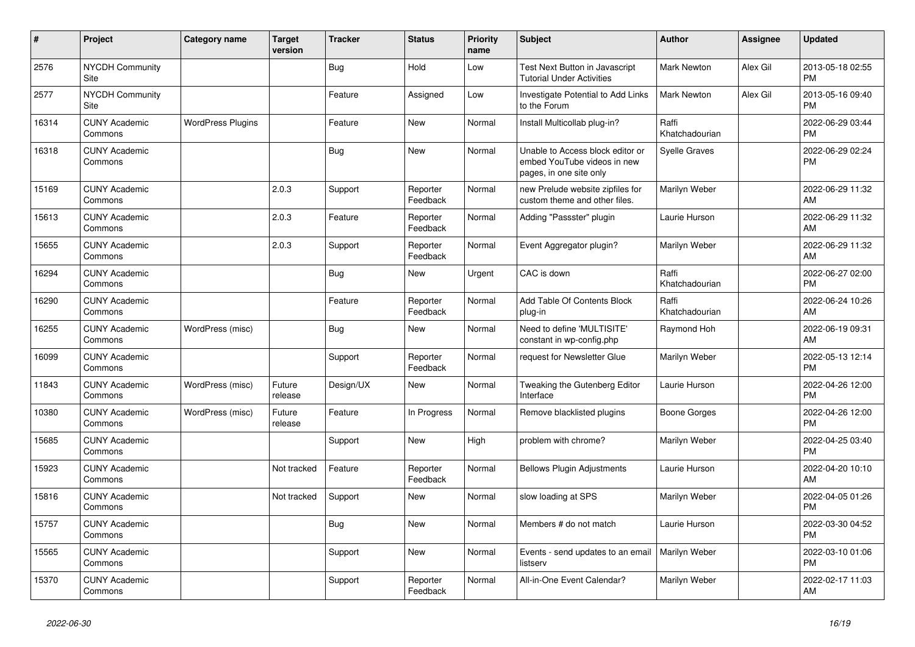| # | Project | Category name | Target version | Tracker | Status | Priority name | Subject | Author | Assignee | Updated |
|---|---|---|---|---|---|---|---|---|---|---|
| 2576 | NYCDH Community Site | | | Bug | Hold | Low | Test Next Button in Javascript Tutorial Under Activities | Mark Newton | Alex Gil | 2013-05-18 02:55 PM |
| 2577 | NYCDH Community Site | | | Feature | Assigned | Low | Investigate Potential to Add Links to the Forum | Mark Newton | Alex Gil | 2013-05-16 09:40 PM |
| 16314 | CUNY Academic Commons | WordPress Plugins | | Feature | New | Normal | Install Multicollab plug-in? | Raffi Khatchadourian | | 2022-06-29 03:44 PM |
| 16318 | CUNY Academic Commons | | | Bug | New | Normal | Unable to Access block editor or embed YouTube videos in new pages, in one site only | Syelle Graves | | 2022-06-29 02:24 PM |
| 15169 | CUNY Academic Commons | | 2.0.3 | Support | Reporter Feedback | Normal | new Prelude website zipfiles for custom theme and other files. | Marilyn Weber | | 2022-06-29 11:32 AM |
| 15613 | CUNY Academic Commons | | 2.0.3 | Feature | Reporter Feedback | Normal | Adding "Passster" plugin | Laurie Hurson | | 2022-06-29 11:32 AM |
| 15655 | CUNY Academic Commons | | 2.0.3 | Support | Reporter Feedback | Normal | Event Aggregator plugin? | Marilyn Weber | | 2022-06-29 11:32 AM |
| 16294 | CUNY Academic Commons | | | Bug | New | Urgent | CAC is down | Raffi Khatchadourian | | 2022-06-27 02:00 PM |
| 16290 | CUNY Academic Commons | | | Feature | Reporter Feedback | Normal | Add Table Of Contents Block plug-in | Raffi Khatchadourian | | 2022-06-24 10:26 AM |
| 16255 | CUNY Academic Commons | WordPress (misc) | | Bug | New | Normal | Need to define 'MULTISITE' constant in wp-config.php | Raymond Hoh | | 2022-06-19 09:31 AM |
| 16099 | CUNY Academic Commons | | | Support | Reporter Feedback | Normal | request for Newsletter Glue | Marilyn Weber | | 2022-05-13 12:14 PM |
| 11843 | CUNY Academic Commons | WordPress (misc) | Future release | Design/UX | New | Normal | Tweaking the Gutenberg Editor Interface | Laurie Hurson | | 2022-04-26 12:00 PM |
| 10380 | CUNY Academic Commons | WordPress (misc) | Future release | Feature | In Progress | Normal | Remove blacklisted plugins | Boone Gorges | | 2022-04-26 12:00 PM |
| 15685 | CUNY Academic Commons | | | Support | New | High | problem with chrome? | Marilyn Weber | | 2022-04-25 03:40 PM |
| 15923 | CUNY Academic Commons | | Not tracked | Feature | Reporter Feedback | Normal | Bellows Plugin Adjustments | Laurie Hurson | | 2022-04-20 10:10 AM |
| 15816 | CUNY Academic Commons | | Not tracked | Support | New | Normal | slow loading at SPS | Marilyn Weber | | 2022-04-05 01:26 PM |
| 15757 | CUNY Academic Commons | | | Bug | New | Normal | Members # do not match | Laurie Hurson | | 2022-03-30 04:52 PM |
| 15565 | CUNY Academic Commons | | | Support | New | Normal | Events - send updates to an email listserv | Marilyn Weber | | 2022-03-10 01:06 PM |
| 15370 | CUNY Academic Commons | | | Support | Reporter Feedback | Normal | All-in-One Event Calendar? | Marilyn Weber | | 2022-02-17 11:03 AM |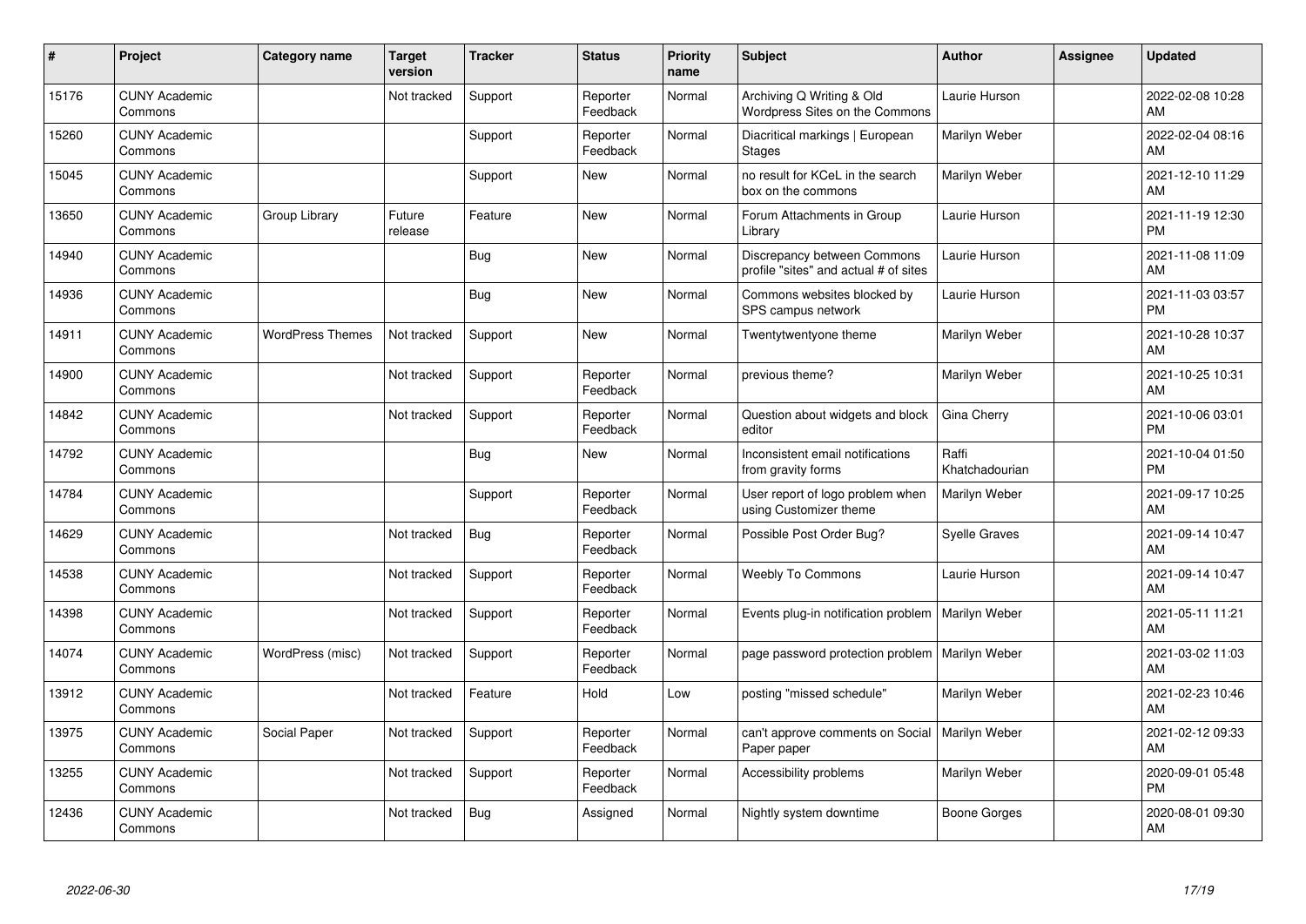| # | Project | Category name | Target version | Tracker | Status | Priority name | Subject | Author | Assignee | Updated |
|---|---|---|---|---|---|---|---|---|---|---|
| 15176 | CUNY Academic Commons | | Not tracked | Support | Reporter Feedback | Normal | Archiving Q Writing & Old Wordpress Sites on the Commons | Laurie Hurson | | 2022-02-08 10:28 AM |
| 15260 | CUNY Academic Commons | | | Support | Reporter Feedback | Normal | Diacritical markings \| European Stages | Marilyn Weber | | 2022-02-04 08:16 AM |
| 15045 | CUNY Academic Commons | | | Support | New | Normal | no result for KCeL in the search box on the commons | Marilyn Weber | | 2021-12-10 11:29 AM |
| 13650 | CUNY Academic Commons | Group Library | Future release | Feature | New | Normal | Forum Attachments in Group Library | Laurie Hurson | | 2021-11-19 12:30 PM |
| 14940 | CUNY Academic Commons | | | Bug | New | Normal | Discrepancy between Commons profile "sites" and actual # of sites | Laurie Hurson | | 2021-11-08 11:09 AM |
| 14936 | CUNY Academic Commons | | | Bug | New | Normal | Commons websites blocked by SPS campus network | Laurie Hurson | | 2021-11-03 03:57 PM |
| 14911 | CUNY Academic Commons | WordPress Themes | Not tracked | Support | New | Normal | Twentytwentyone theme | Marilyn Weber | | 2021-10-28 10:37 AM |
| 14900 | CUNY Academic Commons | | Not tracked | Support | Reporter Feedback | Normal | previous theme? | Marilyn Weber | | 2021-10-25 10:31 AM |
| 14842 | CUNY Academic Commons | | Not tracked | Support | Reporter Feedback | Normal | Question about widgets and block editor | Gina Cherry | | 2021-10-06 03:01 PM |
| 14792 | CUNY Academic Commons | | | Bug | New | Normal | Inconsistent email notifications from gravity forms | Raffi Khatchadourian | | 2021-10-04 01:50 PM |
| 14784 | CUNY Academic Commons | | | Support | Reporter Feedback | Normal | User report of logo problem when using Customizer theme | Marilyn Weber | | 2021-09-17 10:25 AM |
| 14629 | CUNY Academic Commons | | Not tracked | Bug | Reporter Feedback | Normal | Possible Post Order Bug? | Syelle Graves | | 2021-09-14 10:47 AM |
| 14538 | CUNY Academic Commons | | Not tracked | Support | Reporter Feedback | Normal | Weebly To Commons | Laurie Hurson | | 2021-09-14 10:47 AM |
| 14398 | CUNY Academic Commons | | Not tracked | Support | Reporter Feedback | Normal | Events plug-in notification problem | Marilyn Weber | | 2021-05-11 11:21 AM |
| 14074 | CUNY Academic Commons | WordPress (misc) | Not tracked | Support | Reporter Feedback | Normal | page password protection problem | Marilyn Weber | | 2021-03-02 11:03 AM |
| 13912 | CUNY Academic Commons | | Not tracked | Feature | Hold | Low | posting "missed schedule" | Marilyn Weber | | 2021-02-23 10:46 AM |
| 13975 | CUNY Academic Commons | Social Paper | Not tracked | Support | Reporter Feedback | Normal | can't approve comments on Social Paper paper | Marilyn Weber | | 2021-02-12 09:33 AM |
| 13255 | CUNY Academic Commons | | Not tracked | Support | Reporter Feedback | Normal | Accessibility problems | Marilyn Weber | | 2020-09-01 05:48 PM |
| 12436 | CUNY Academic Commons | | Not tracked | Bug | Assigned | Normal | Nightly system downtime | Boone Gorges | | 2020-08-01 09:30 AM |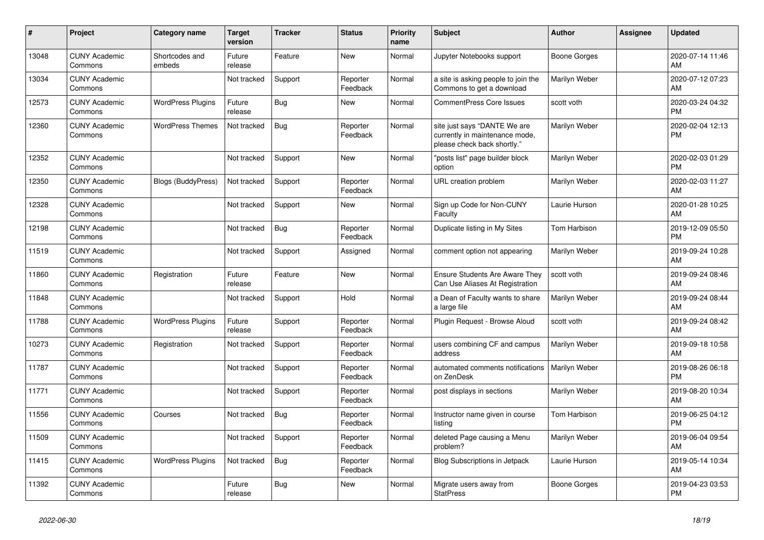| # | Project | Category name | Target version | Tracker | Status | Priority name | Subject | Author | Assignee | Updated |
|---|---|---|---|---|---|---|---|---|---|---|
| 13048 | CUNY Academic Commons | Shortcodes and embeds | Future release | Feature | New | Normal | Jupyter Notebooks support | Boone Gorges | | 2020-07-14 11:46 AM |
| 13034 | CUNY Academic Commons | | Not tracked | Support | Reporter Feedback | Normal | a site is asking people to join the Commons to get a download | Marilyn Weber | | 2020-07-12 07:23 AM |
| 12573 | CUNY Academic Commons | WordPress Plugins | Future release | Bug | New | Normal | CommentPress Core Issues | scott voth | | 2020-03-24 04:32 PM |
| 12360 | CUNY Academic Commons | WordPress Themes | Not tracked | Bug | Reporter Feedback | Normal | site just says "DANTE We are currently in maintenance mode, please check back shortly." | Marilyn Weber | | 2020-02-04 12:13 PM |
| 12352 | CUNY Academic Commons | | Not tracked | Support | New | Normal | "posts list" page builder block option | Marilyn Weber | | 2020-02-03 01:29 PM |
| 12350 | CUNY Academic Commons | Blogs (BuddyPress) | Not tracked | Support | Reporter Feedback | Normal | URL creation problem | Marilyn Weber | | 2020-02-03 11:27 AM |
| 12328 | CUNY Academic Commons | | Not tracked | Support | New | Normal | Sign up Code for Non-CUNY Faculty | Laurie Hurson | | 2020-01-28 10:25 AM |
| 12198 | CUNY Academic Commons | | Not tracked | Bug | Reporter Feedback | Normal | Duplicate listing in My Sites | Tom Harbison | | 2019-12-09 05:50 PM |
| 11519 | CUNY Academic Commons | | Not tracked | Support | Assigned | Normal | comment option not appearing | Marilyn Weber | | 2019-09-24 10:28 AM |
| 11860 | CUNY Academic Commons | Registration | Future release | Feature | New | Normal | Ensure Students Are Aware They Can Use Aliases At Registration | scott voth | | 2019-09-24 08:46 AM |
| 11848 | CUNY Academic Commons | | Not tracked | Support | Hold | Normal | a Dean of Faculty wants to share a large file | Marilyn Weber | | 2019-09-24 08:44 AM |
| 11788 | CUNY Academic Commons | WordPress Plugins | Future release | Support | Reporter Feedback | Normal | Plugin Request - Browse Aloud | scott voth | | 2019-09-24 08:42 AM |
| 10273 | CUNY Academic Commons | Registration | Not tracked | Support | Reporter Feedback | Normal | users combining CF and campus address | Marilyn Weber | | 2019-09-18 10:58 AM |
| 11787 | CUNY Academic Commons | | Not tracked | Support | Reporter Feedback | Normal | automated comments notifications on ZenDesk | Marilyn Weber | | 2019-08-26 06:18 PM |
| 11771 | CUNY Academic Commons | | Not tracked | Support | Reporter Feedback | Normal | post displays in sections | Marilyn Weber | | 2019-08-20 10:34 AM |
| 11556 | CUNY Academic Commons | Courses | Not tracked | Bug | Reporter Feedback | Normal | Instructor name given in course listing | Tom Harbison | | 2019-06-25 04:12 PM |
| 11509 | CUNY Academic Commons | | Not tracked | Support | Reporter Feedback | Normal | deleted Page causing a Menu problem? | Marilyn Weber | | 2019-06-04 09:54 AM |
| 11415 | CUNY Academic Commons | WordPress Plugins | Not tracked | Bug | Reporter Feedback | Normal | Blog Subscriptions in Jetpack | Laurie Hurson | | 2019-05-14 10:34 AM |
| 11392 | CUNY Academic Commons | | Future release | Bug | New | Normal | Migrate users away from StatPress | Boone Gorges | | 2019-04-23 03:53 PM |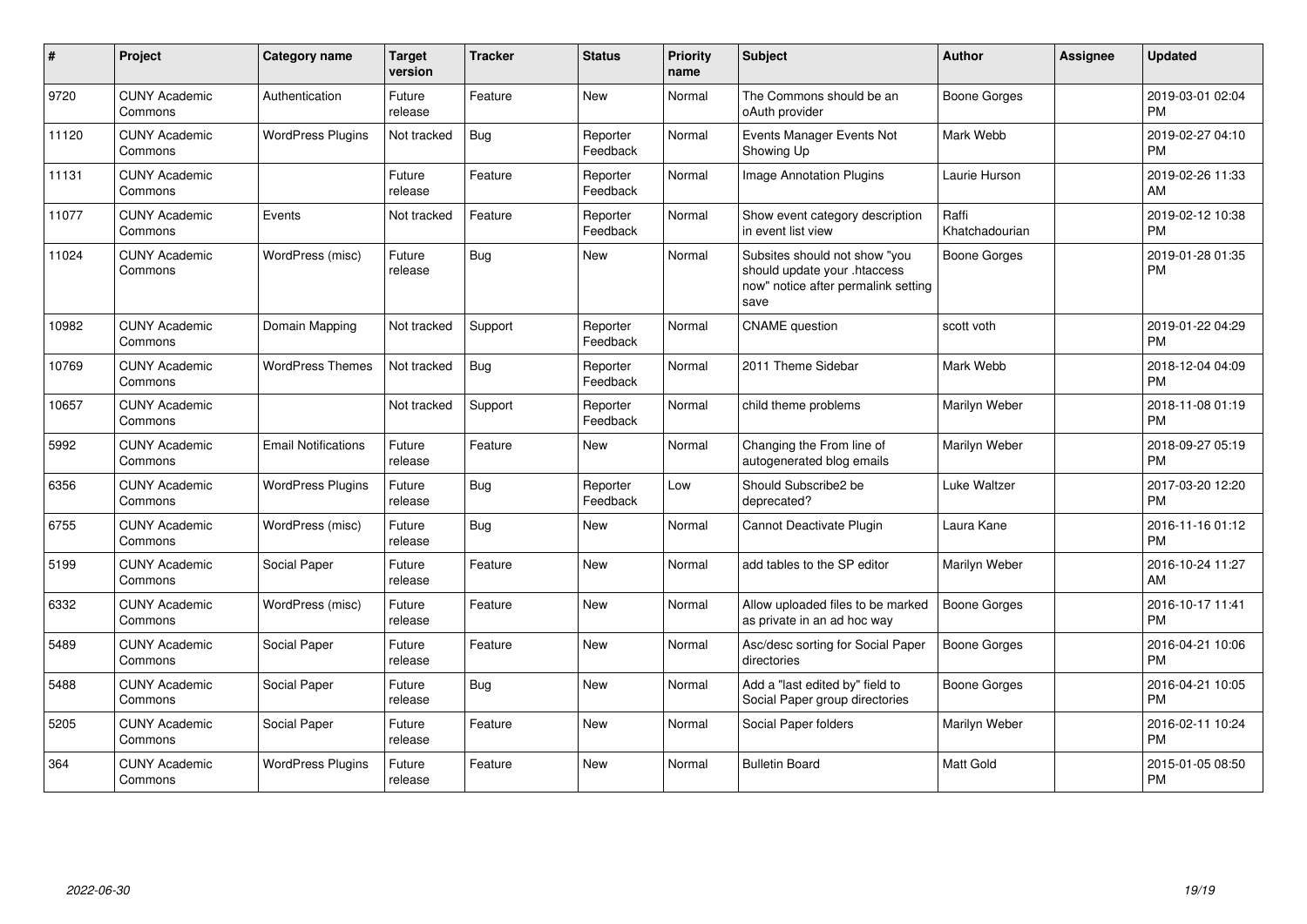| # | Project | Category name | Target version | Tracker | Status | Priority name | Subject | Author | Assignee | Updated |
|---|---|---|---|---|---|---|---|---|---|---|
| 9720 | CUNY Academic Commons | Authentication | Future release | Feature | New | Normal | The Commons should be an oAuth provider | Boone Gorges | | 2019-03-01 02:04 PM |
| 11120 | CUNY Academic Commons | WordPress Plugins | Not tracked | Bug | Reporter Feedback | Normal | Events Manager Events Not Showing Up | Mark Webb | | 2019-02-27 04:10 PM |
| 11131 | CUNY Academic Commons | | Future release | Feature | Reporter Feedback | Normal | Image Annotation Plugins | Laurie Hurson | | 2019-02-26 11:33 AM |
| 11077 | CUNY Academic Commons | Events | Not tracked | Feature | Reporter Feedback | Normal | Show event category description in event list view | Raffi Khatchadourian | | 2019-02-12 10:38 PM |
| 11024 | CUNY Academic Commons | WordPress (misc) | Future release | Bug | New | Normal | Subsites should not show "you should update your .htaccess now" notice after permalink setting save | Boone Gorges | | 2019-01-28 01:35 PM |
| 10982 | CUNY Academic Commons | Domain Mapping | Not tracked | Support | Reporter Feedback | Normal | CNAME question | scott voth | | 2019-01-22 04:29 PM |
| 10769 | CUNY Academic Commons | WordPress Themes | Not tracked | Bug | Reporter Feedback | Normal | 2011 Theme Sidebar | Mark Webb | | 2018-12-04 04:09 PM |
| 10657 | CUNY Academic Commons | | Not tracked | Support | Reporter Feedback | Normal | child theme problems | Marilyn Weber | | 2018-11-08 01:19 PM |
| 5992 | CUNY Academic Commons | Email Notifications | Future release | Feature | New | Normal | Changing the From line of autogenerated blog emails | Marilyn Weber | | 2018-09-27 05:19 PM |
| 6356 | CUNY Academic Commons | WordPress Plugins | Future release | Bug | Reporter Feedback | Low | Should Subscribe2 be deprecated? | Luke Waltzer | | 2017-03-20 12:20 PM |
| 6755 | CUNY Academic Commons | WordPress (misc) | Future release | Bug | New | Normal | Cannot Deactivate Plugin | Laura Kane | | 2016-11-16 01:12 PM |
| 5199 | CUNY Academic Commons | Social Paper | Future release | Feature | New | Normal | add tables to the SP editor | Marilyn Weber | | 2016-10-24 11:27 AM |
| 6332 | CUNY Academic Commons | WordPress (misc) | Future release | Feature | New | Normal | Allow uploaded files to be marked as private in an ad hoc way | Boone Gorges | | 2016-10-17 11:41 PM |
| 5489 | CUNY Academic Commons | Social Paper | Future release | Feature | New | Normal | Asc/desc sorting for Social Paper directories | Boone Gorges | | 2016-04-21 10:06 PM |
| 5488 | CUNY Academic Commons | Social Paper | Future release | Bug | New | Normal | Add a "last edited by" field to Social Paper group directories | Boone Gorges | | 2016-04-21 10:05 PM |
| 5205 | CUNY Academic Commons | Social Paper | Future release | Feature | New | Normal | Social Paper folders | Marilyn Weber | | 2016-02-11 10:24 PM |
| 364 | CUNY Academic Commons | WordPress Plugins | Future release | Feature | New | Normal | Bulletin Board | Matt Gold | | 2015-01-05 08:50 PM |